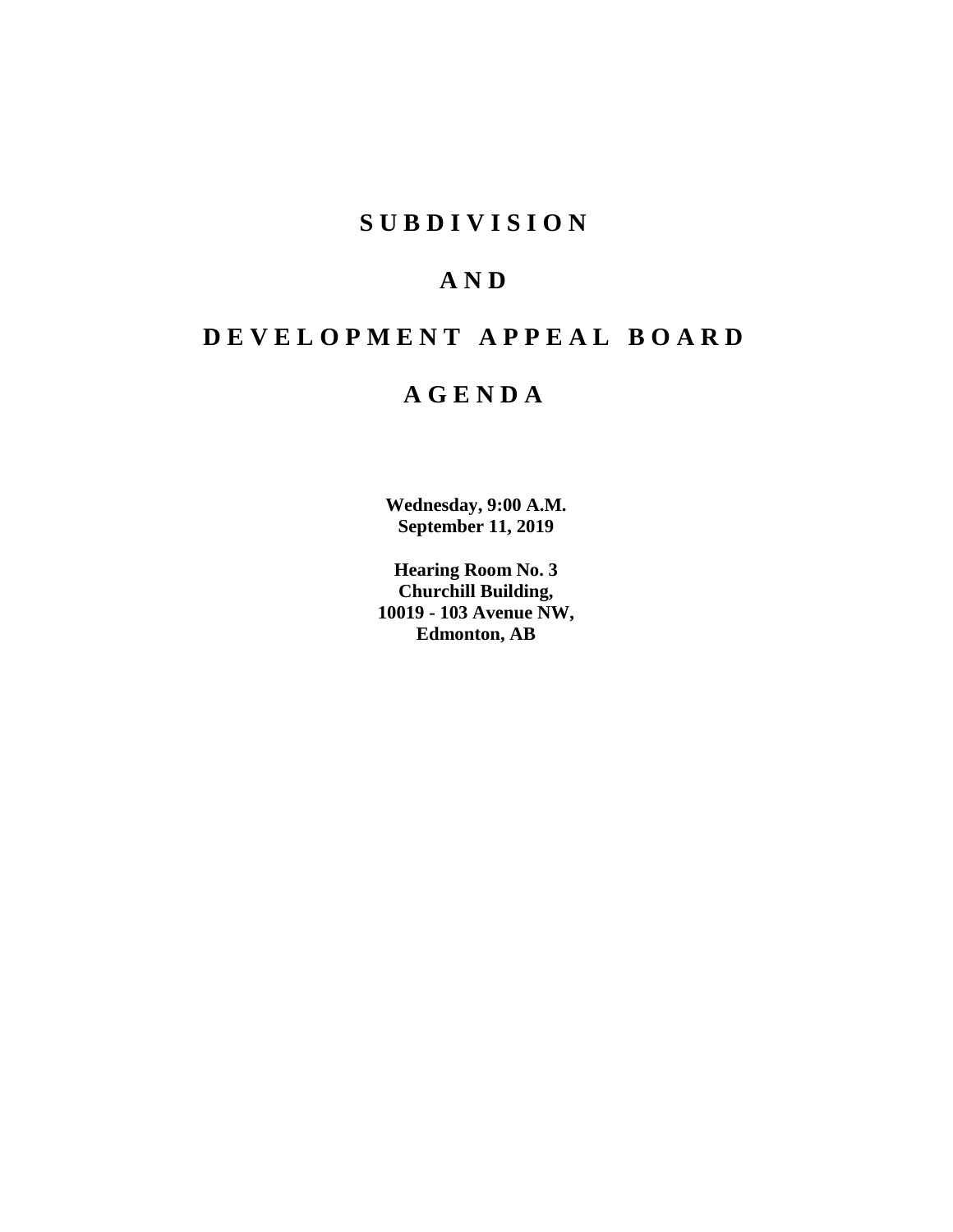# SUBDIVISION

# AND

# DEVELOPMENT APPEAL BOARD

# AGENDA

**Wednesday, 9:00 A.M.**
**September 11, 2019**

**Hearing Room No. 3**
**Churchill Building,**
**10019 - 103 Avenue NW,**
**Edmonton, AB**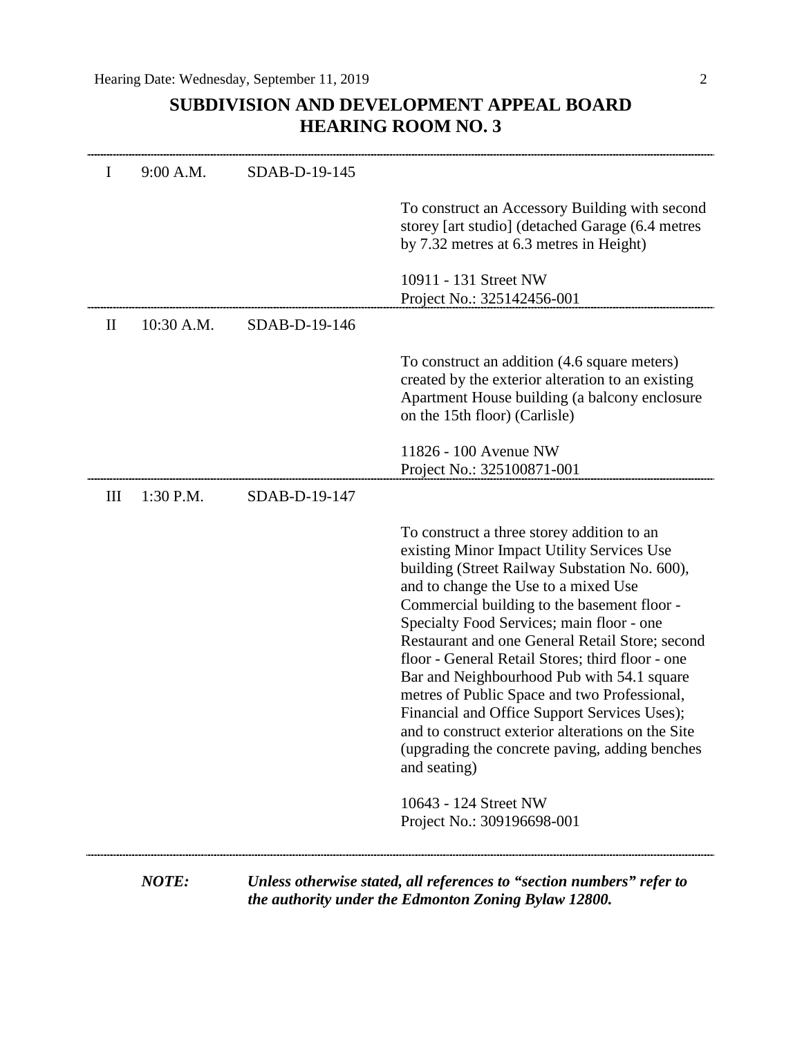Hearing Date: Wednesday, September 11, 2019

## SUBDIVISION AND DEVELOPMENT APPEAL BOARD
## HEARING ROOM NO. 3

| | | | |
|---|---|---|---|
| I | 9:00 A.M. | SDAB-D-19-145 | To construct an Accessory Building with second storey [art studio] (detached Garage (6.4 metres by 7.32 metres at 6.3 metres in Height)<br><br>10911 - 131 Street NW<br>Project No.: 325142456-001 |
| II | 10:30 A.M. | SDAB-D-19-146 | To construct an addition (4.6 square meters) created by the exterior alteration to an existing Apartment House building (a balcony enclosure on the 15th floor) (Carlisle)<br><br>11826 - 100 Avenue NW<br>Project No.: 325100871-001 |
| III | 1:30 P.M. | SDAB-D-19-147 | To construct a three storey addition to an existing Minor Impact Utility Services Use building (Street Railway Substation No. 600), and to change the Use to a mixed Use Commercial building to the basement floor - Specialty Food Services; main floor - one Restaurant and one General Retail Store; second floor - General Retail Stores; third floor - one Bar and Neighbourhood Pub with 54.1 square metres of Public Space and two Professional, Financial and Office Support Services Uses); and to construct exterior alterations on the Site (upgrading the concrete paving, adding benches and seating)<br><br>10643 - 124 Street NW<br>Project No.: 309196698-001 |

***NOTE:*** ***Unless otherwise stated, all references to "section numbers" refer to the authority under the Edmonton Zoning Bylaw 12800.***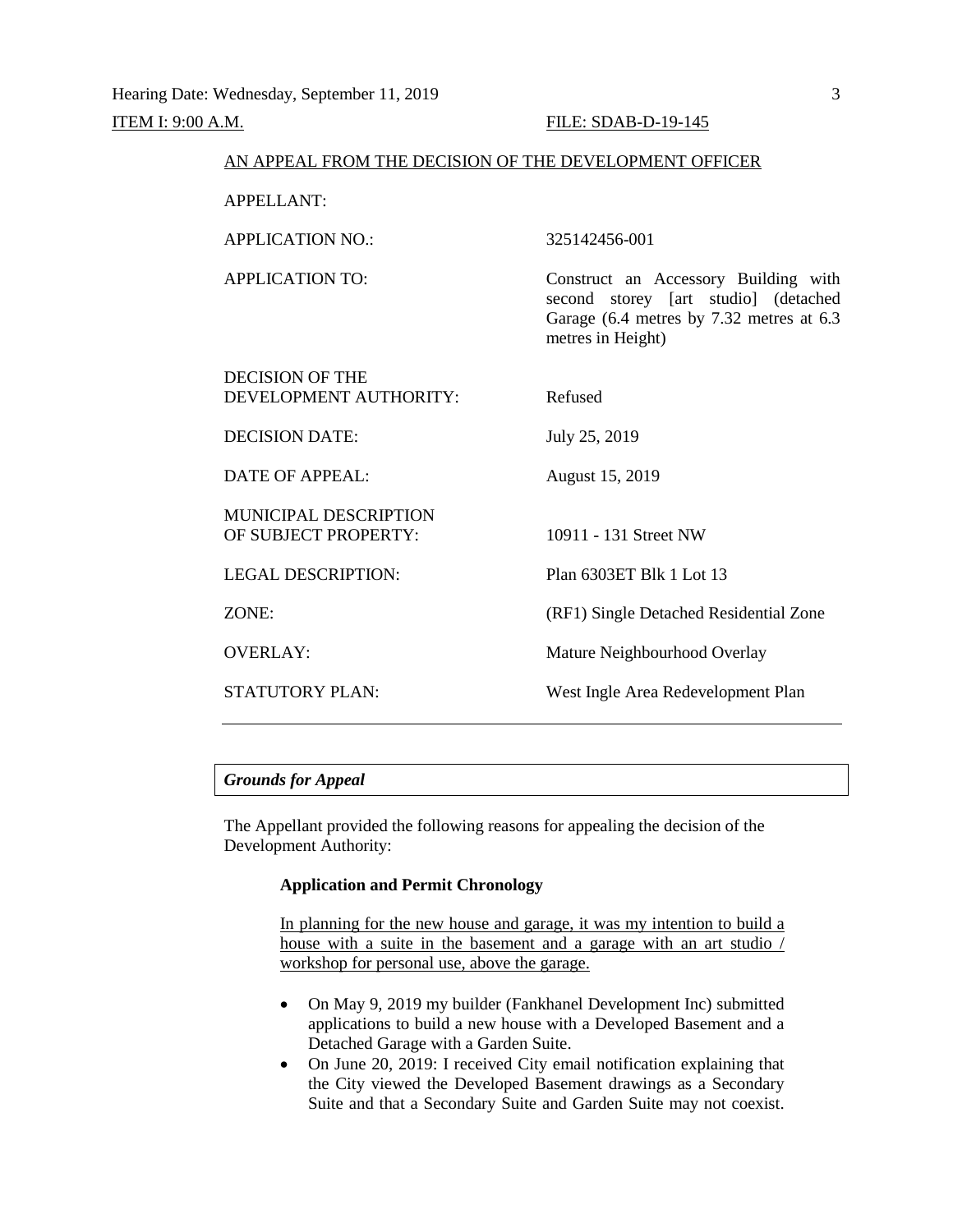ITEM I: 9:00 A.M. FILE: SDAB-D-19-145

AN APPEAL FROM THE DECISION OF THE DEVELOPMENT OFFICER

| | |
|---|---|
| APPELLANT: | |
| APPLICATION NO.: | 325142456-001 |
| APPLICATION TO: | Construct an Accessory Building with second storey [art studio] (detached Garage (6.4 metres by 7.32 metres at 6.3 metres in Height) |
| DECISION OF THE DEVELOPMENT AUTHORITY: | Refused |
| DECISION DATE: | July 25, 2019 |
| DATE OF APPEAL: | August 15, 2019 |
| MUNICIPAL DESCRIPTION OF SUBJECT PROPERTY: | 10911 - 131 Street NW |
| LEGAL DESCRIPTION: | Plan 6303ET Blk 1 Lot 13 |
| ZONE: | (RF1) Single Detached Residential Zone |
| OVERLAY: | Mature Neighbourhood Overlay |
| STATUTORY PLAN: | West Ingle Area Redevelopment Plan |

### *Grounds for Appeal*

The Appellant provided the following reasons for appealing the decision of the Development Authority:

**Application and Permit Chronology**

In planning for the new house and garage, it was my intention to build a house with a suite in the basement and a garage with an art studio / workshop for personal use, above the garage.

- On May 9, 2019 my builder (Fankhanel Development Inc) submitted applications to build a new house with a Developed Basement and a Detached Garage with a Garden Suite.
- On June 20, 2019: I received City email notification explaining that the City viewed the Developed Basement drawings as a Secondary Suite and that a Secondary Suite and Garden Suite may not coexist.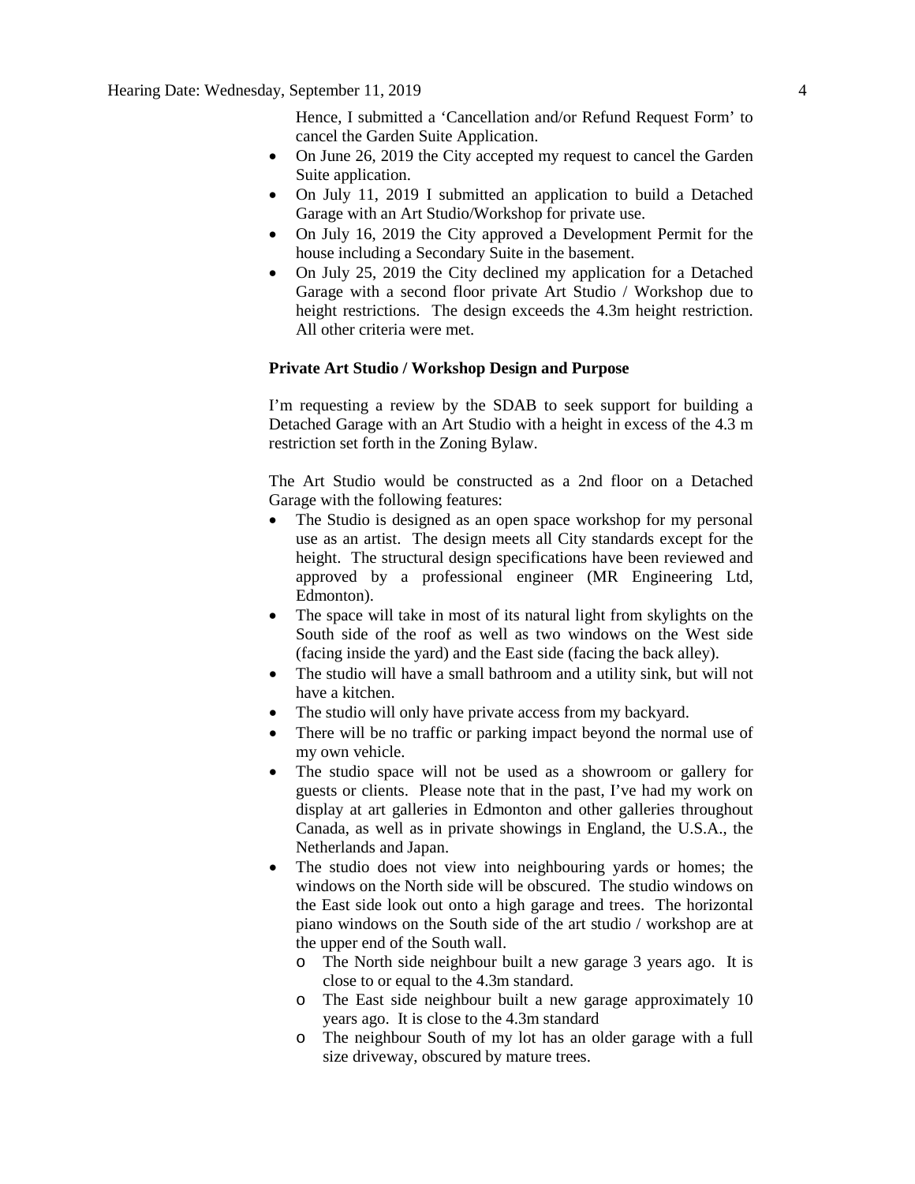Hence, I submitted a 'Cancellation and/or Refund Request Form' to cancel the Garden Suite Application.

- On June 26, 2019 the City accepted my request to cancel the Garden Suite application.
- On July 11, 2019 I submitted an application to build a Detached Garage with an Art Studio/Workshop for private use.
- On July 16, 2019 the City approved a Development Permit for the house including a Secondary Suite in the basement.
- On July 25, 2019 the City declined my application for a Detached Garage with a second floor private Art Studio / Workshop due to height restrictions. The design exceeds the 4.3m height restriction. All other criteria were met.

**Private Art Studio / Workshop Design and Purpose**

I'm requesting a review by the SDAB to seek support for building a Detached Garage with an Art Studio with a height in excess of the 4.3 m restriction set forth in the Zoning Bylaw.

The Art Studio would be constructed as a 2nd floor on a Detached Garage with the following features:

- The Studio is designed as an open space workshop for my personal use as an artist. The design meets all City standards except for the height. The structural design specifications have been reviewed and approved by a professional engineer (MR Engineering Ltd, Edmonton).
- The space will take in most of its natural light from skylights on the South side of the roof as well as two windows on the West side (facing inside the yard) and the East side (facing the back alley).
- The studio will have a small bathroom and a utility sink, but will not have a kitchen.
- The studio will only have private access from my backyard.
- There will be no traffic or parking impact beyond the normal use of my own vehicle.
- The studio space will not be used as a showroom or gallery for guests or clients. Please note that in the past, I've had my work on display at art galleries in Edmonton and other galleries throughout Canada, as well as in private showings in England, the U.S.A., the Netherlands and Japan.
- The studio does not view into neighbouring yards or homes; the windows on the North side will be obscured. The studio windows on the East side look out onto a high garage and trees. The horizontal piano windows on the South side of the art studio / workshop are at the upper end of the South wall.
  - The North side neighbour built a new garage 3 years ago. It is close to or equal to the 4.3m standard.
  - The East side neighbour built a new garage approximately 10 years ago. It is close to the 4.3m standard
  - The neighbour South of my lot has an older garage with a full size driveway, obscured by mature trees.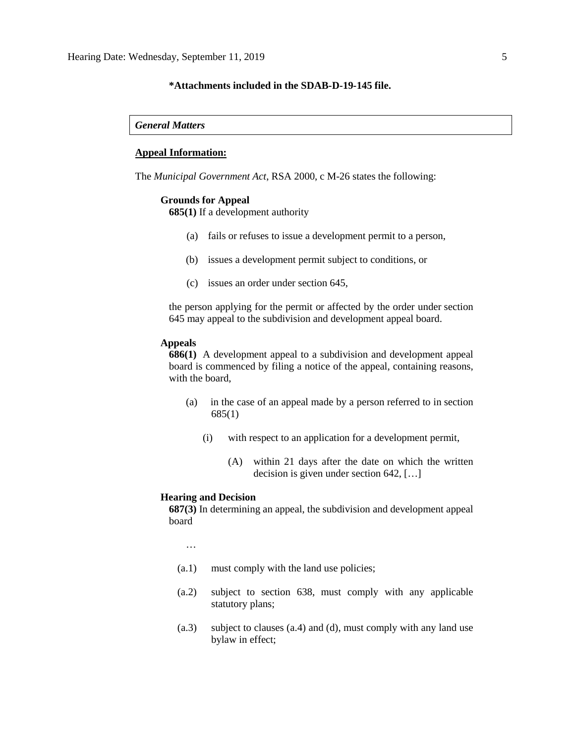**\*Attachments included in the SDAB-D-19-145 file.**

***General Matters***

**Appeal Information:**

The *Municipal Government Act*, RSA 2000, c M-26 states the following:

**Grounds for Appeal**

**685(1)** If a development authority

(a) fails or refuses to issue a development permit to a person,

(b) issues a development permit subject to conditions, or

(c) issues an order under section 645,

the person applying for the permit or affected by the order under section 645 may appeal to the subdivision and development appeal board.

**Appeals**

**686(1)** A development appeal to a subdivision and development appeal board is commenced by filing a notice of the appeal, containing reasons, with the board,

(a) in the case of an appeal made by a person referred to in section 685(1)

(i) with respect to an application for a development permit,

(A) within 21 days after the date on which the written decision is given under section 642, […]

**Hearing and Decision**

**687(3)** In determining an appeal, the subdivision and development appeal board

…

(a.1) must comply with the land use policies;

(a.2) subject to section 638, must comply with any applicable statutory plans;

(a.3) subject to clauses (a.4) and (d), must comply with any land use bylaw in effect;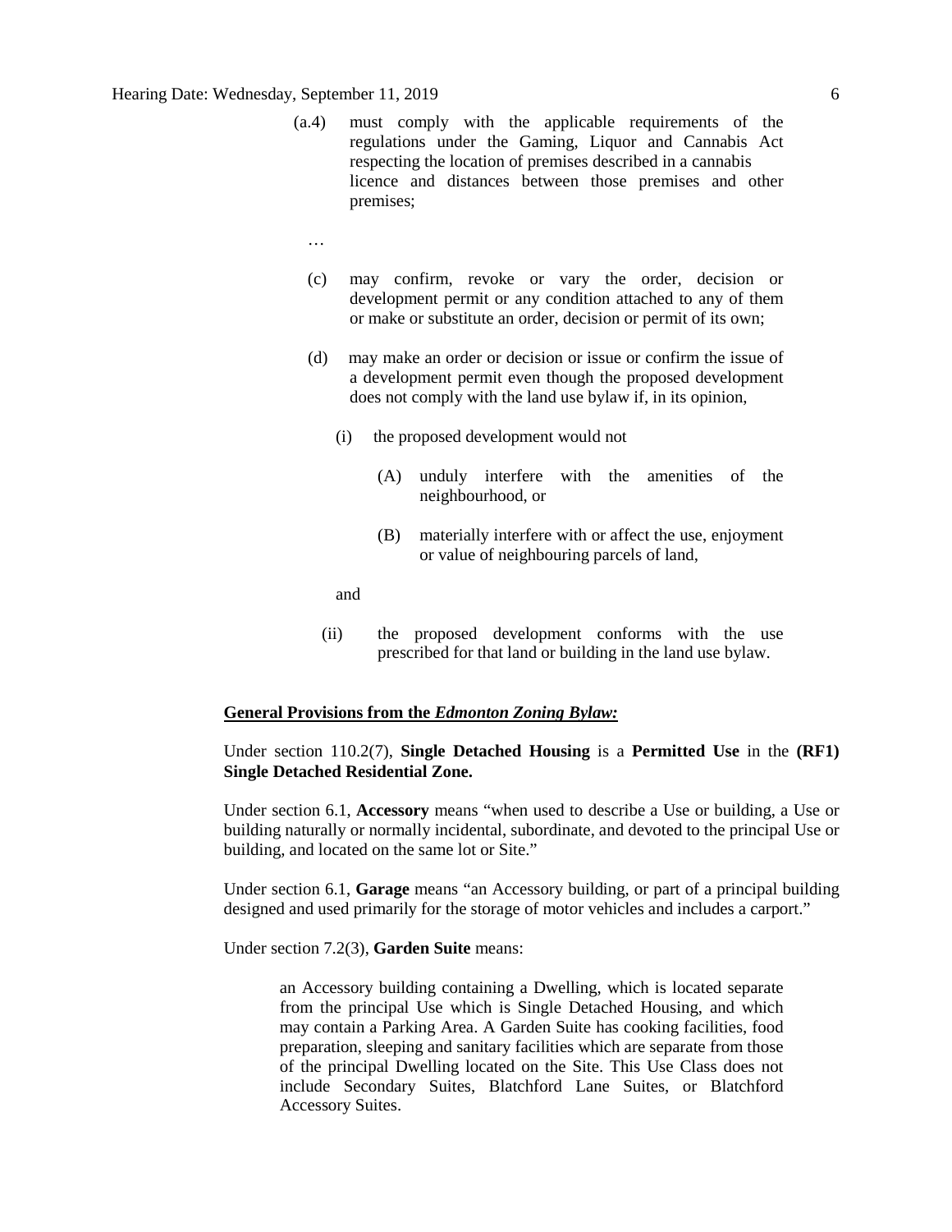(a.4) must comply with the applicable requirements of the regulations under the Gaming, Liquor and Cannabis Act respecting the location of premises described in a cannabis licence and distances between those premises and other premises;

…

(c) may confirm, revoke or vary the order, decision or development permit or any condition attached to any of them or make or substitute an order, decision or permit of its own;

(d) may make an order or decision or issue or confirm the issue of a development permit even though the proposed development does not comply with the land use bylaw if, in its opinion,

(i) the proposed development would not

(A) unduly interfere with the amenities of the neighbourhood, or

(B) materially interfere with or affect the use, enjoyment or value of neighbouring parcels of land,

and

(ii) the proposed development conforms with the use prescribed for that land or building in the land use bylaw.

**General Provisions from the *Edmonton Zoning Bylaw:***

Under section 110.2(7), **Single Detached Housing** is a **Permitted Use** in the **(RF1) Single Detached Residential Zone.**

Under section 6.1, **Accessory** means "when used to describe a Use or building, a Use or building naturally or normally incidental, subordinate, and devoted to the principal Use or building, and located on the same lot or Site."

Under section 6.1, **Garage** means "an Accessory building, or part of a principal building designed and used primarily for the storage of motor vehicles and includes a carport."

Under section 7.2(3), **Garden Suite** means:

> an Accessory building containing a Dwelling, which is located separate from the principal Use which is Single Detached Housing, and which may contain a Parking Area. A Garden Suite has cooking facilities, food preparation, sleeping and sanitary facilities which are separate from those of the principal Dwelling located on the Site. This Use Class does not include Secondary Suites, Blatchford Lane Suites, or Blatchford Accessory Suites.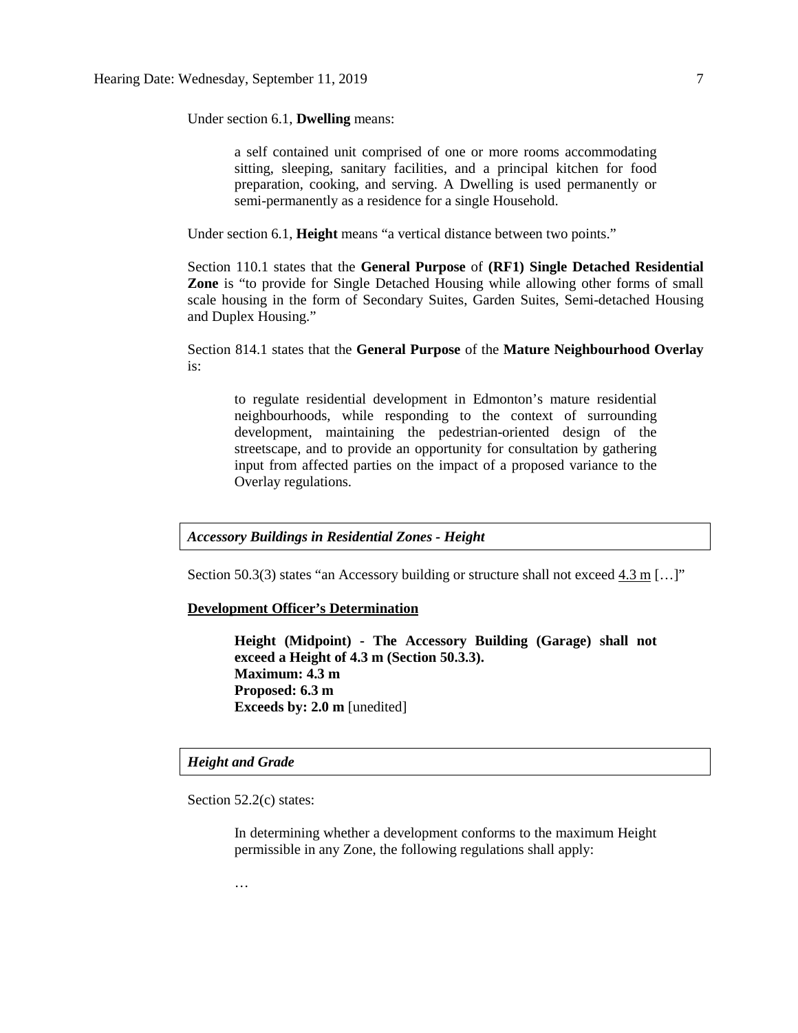Under section 6.1, **Dwelling** means:

> a self contained unit comprised of one or more rooms accommodating sitting, sleeping, sanitary facilities, and a principal kitchen for food preparation, cooking, and serving. A Dwelling is used permanently or semi-permanently as a residence for a single Household.

Under section 6.1, **Height** means "a vertical distance between two points."

Section 110.1 states that the **General Purpose** of **(RF1) Single Detached Residential Zone** is "to provide for Single Detached Housing while allowing other forms of small scale housing in the form of Secondary Suites, Garden Suites, Semi-detached Housing and Duplex Housing."

Section 814.1 states that the **General Purpose** of the **Mature Neighbourhood Overlay** is:

> to regulate residential development in Edmonton's mature residential neighbourhoods, while responding to the context of surrounding development, maintaining the pedestrian-oriented design of the streetscape, and to provide an opportunity for consultation by gathering input from affected parties on the impact of a proposed variance to the Overlay regulations.

***Accessory Buildings in Residential Zones - Height***

Section 50.3(3) states "an Accessory building or structure shall not exceed 4.3 m […]"

**Development Officer's Determination**

> **Height (Midpoint) - The Accessory Building (Garage) shall not exceed a Height of 4.3 m (Section 50.3.3).**
> **Maximum: 4.3 m**
> **Proposed: 6.3 m**
> **Exceeds by: 2.0 m** [unedited]

***Height and Grade***

Section 52.2(c) states:

> In determining whether a development conforms to the maximum Height permissible in any Zone, the following regulations shall apply:
>
> …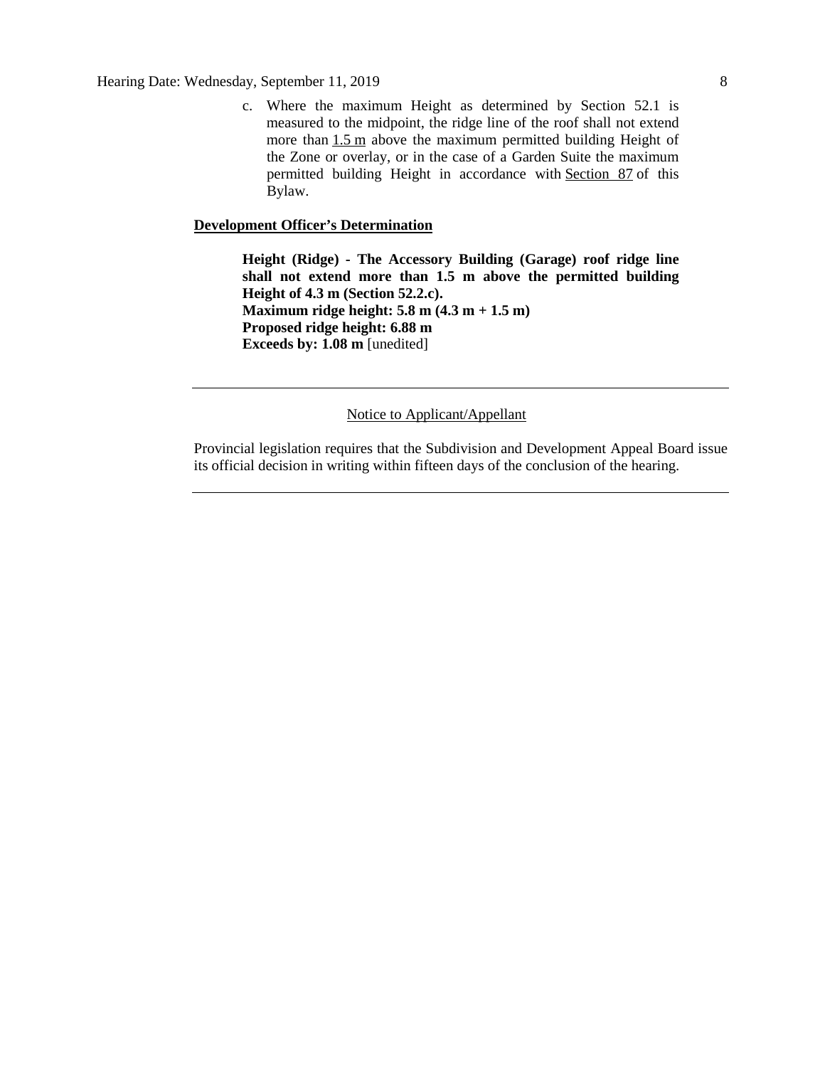c. Where the maximum Height as determined by Section 52.1 is measured to the midpoint, the ridge line of the roof shall not extend more than 1.5 m above the maximum permitted building Height of the Zone or overlay, or in the case of a Garden Suite the maximum permitted building Height in accordance with Section 87 of this Bylaw.

**Development Officer's Determination**

**Height (Ridge) - The Accessory Building (Garage) roof ridge line shall not extend more than 1.5 m above the permitted building Height of 4.3 m (Section 52.2.c).**
**Maximum ridge height: 5.8 m (4.3 m + 1.5 m)**
**Proposed ridge height: 6.88 m**
**Exceeds by: 1.08 m** [unedited]

---

Notice to Applicant/Appellant

Provincial legislation requires that the Subdivision and Development Appeal Board issue its official decision in writing within fifteen days of the conclusion of the hearing.

---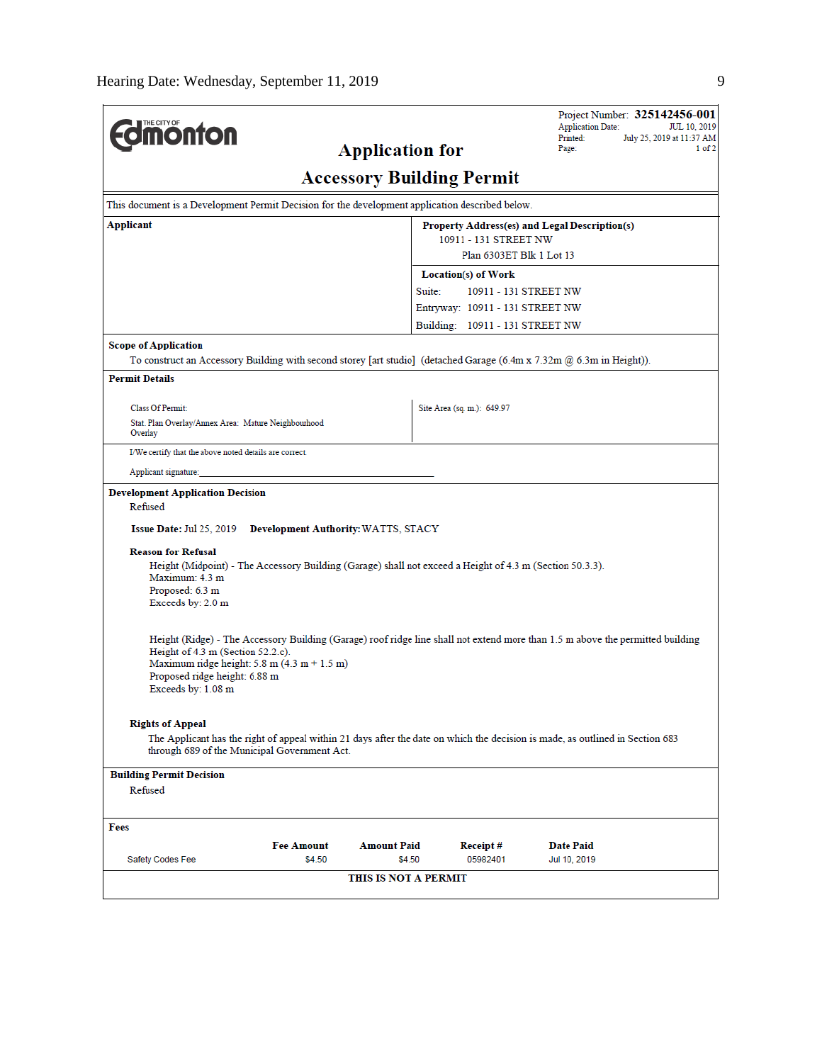Hearing Date: Wednesday, September 11, 2019

THE CITY OF Edmonton

# Application for Accessory Building Permit

Project Number: **325142456-001**
Application Date: JUL 10, 2019
Printed: July 25, 2019 at 11:37 AM
Page: 1 of 2

This document is a Development Permit Decision for the development application described below.

| **Applicant** | **Property Address(es) and Legal Description(s)** |
|---|---|
| | 10911 - 131 STREET NW<br>Plan 6303ET Blk 1 Lot 13 |
| | **Location(s) of Work** |
| | Suite: 10911 - 131 STREET NW<br>Entryway: 10911 - 131 STREET NW<br>Building: 10911 - 131 STREET NW |

**Scope of Application**

To construct an Accessory Building with second storey [art studio] (detached Garage (6.4m x 7.32m @ 6.3m in Height)).

**Permit Details**

| | |
|---|---|
| Class Of Permit:<br>Stat. Plan Overlay/Annex Area: Mature Neighbourhood Overlay | Site Area (sq. m.): 649.97 |

I/We certify that the above noted details are correct.

Applicant signature: ______________________________

**Development Application Decision**

Refused

**Issue Date:** Jul 25, 2019 **Development Authority:** WATTS, STACY

**Reason for Refusal**

Height (Midpoint) - The Accessory Building (Garage) shall not exceed a Height of 4.3 m (Section 50.3.3).
Maximum: 4.3 m
Proposed: 6.3 m
Exceeds by: 2.0 m

Height (Ridge) - The Accessory Building (Garage) roof ridge line shall not extend more than 1.5 m above the permitted building Height of 4.3 m (Section 52.2.c).
Maximum ridge height: 5.8 m (4.3 m + 1.5 m)
Proposed ridge height: 6.88 m
Exceeds by: 1.08 m

**Rights of Appeal**

The Applicant has the right of appeal within 21 days after the date on which the decision is made, as outlined in Section 683 through 689 of the Municipal Government Act.

**Building Permit Decision**

Refused

**Fees**

| | Fee Amount | Amount Paid | Receipt # | Date Paid |
|---|---|---|---|---|
| Safety Codes Fee | $4.50 | $4.50 | 05982401 | Jul 10, 2019 |

**THIS IS NOT A PERMIT**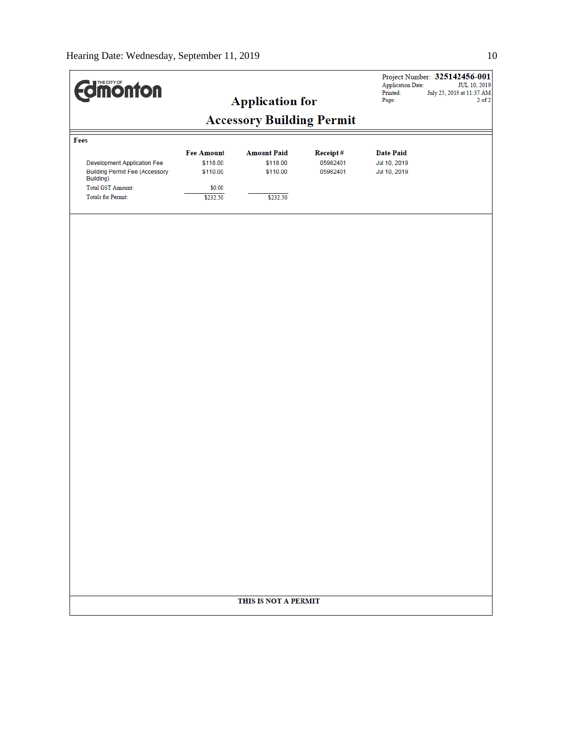THE CITY OF **Edmonton**

# Application for Accessory Building Permit

Project Number: **325142456-001**
Application Date: JUL 10, 2019
Printed: July 25, 2019 at 11:37 AM
Page: 2 of 2

## Fees

| | Fee Amount | Amount Paid | Receipt # | Date Paid |
|---|---|---|---|---|
| Development Application Fee | $118.00 | $118.00 | 05982401 | Jul 10, 2019 |
| Building Permit Fee (Accessory Building) | $110.00 | $110.00 | 05982401 | Jul 10, 2019 |
| Total GST Amount: | $0.00 | | | |
| Totals for Permit: | $232.50 | $232.50 | | |

**THIS IS NOT A PERMIT**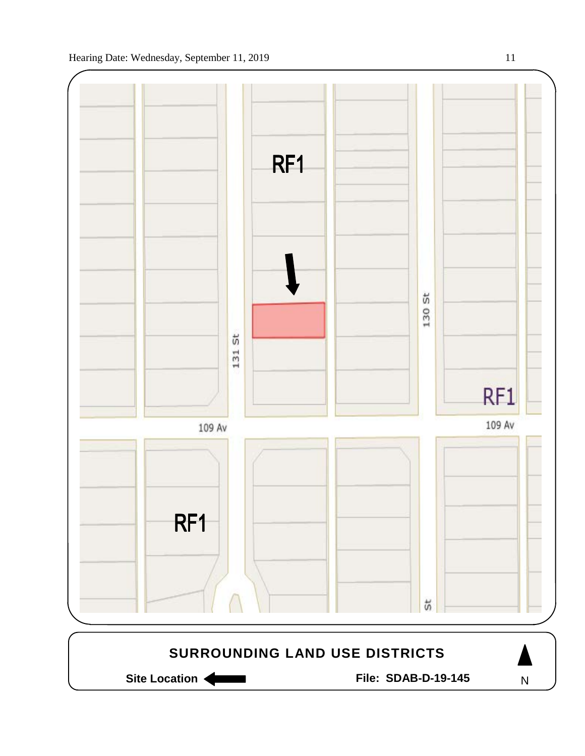RF1

131 St

130 St

RF1

109 Av

109 Av

RF1

St

**SURROUNDING LAND USE DISTRICTS**

**Site Location** ⬅ **File: SDAB-D-19-145** N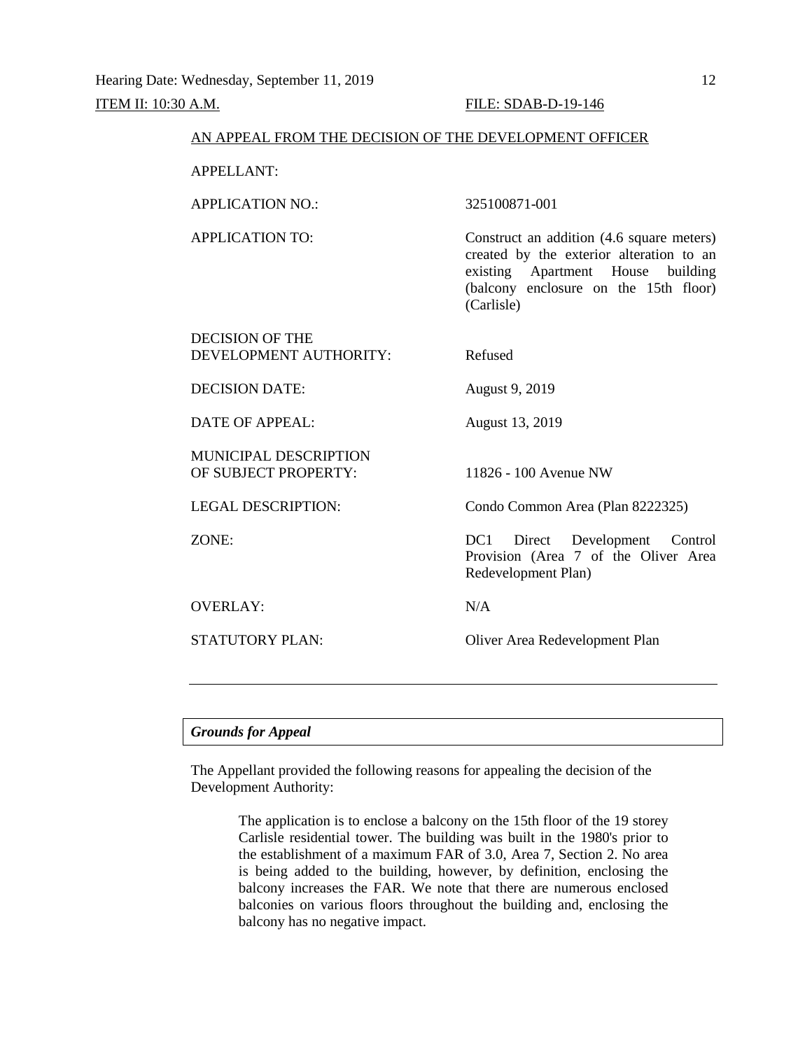Hearing Date: Wednesday, September 11, 2019

ITEM II: 10:30 A.M. FILE: SDAB-D-19-146

AN APPEAL FROM THE DECISION OF THE DEVELOPMENT OFFICER

| | |
|---|---|
| APPELLANT: | |
| APPLICATION NO.: | 325100871-001 |
| APPLICATION TO: | Construct an addition (4.6 square meters) created by the exterior alteration to an existing Apartment House building (balcony enclosure on the 15th floor) (Carlisle) |
| DECISION OF THE DEVELOPMENT AUTHORITY: | Refused |
| DECISION DATE: | August 9, 2019 |
| DATE OF APPEAL: | August 13, 2019 |
| MUNICIPAL DESCRIPTION OF SUBJECT PROPERTY: | 11826 - 100 Avenue NW |
| LEGAL DESCRIPTION: | Condo Common Area (Plan 8222325) |
| ZONE: | DC1 Direct Development Control Provision (Area 7 of the Oliver Area Redevelopment Plan) |
| OVERLAY: | N/A |
| STATUTORY PLAN: | Oliver Area Redevelopment Plan |

---

***Grounds for Appeal***

The Appellant provided the following reasons for appealing the decision of the Development Authority:

> The application is to enclose a balcony on the 15th floor of the 19 storey Carlisle residential tower. The building was built in the 1980's prior to the establishment of a maximum FAR of 3.0, Area 7, Section 2. No area is being added to the building, however, by definition, enclosing the balcony increases the FAR. We note that there are numerous enclosed balconies on various floors throughout the building and, enclosing the balcony has no negative impact.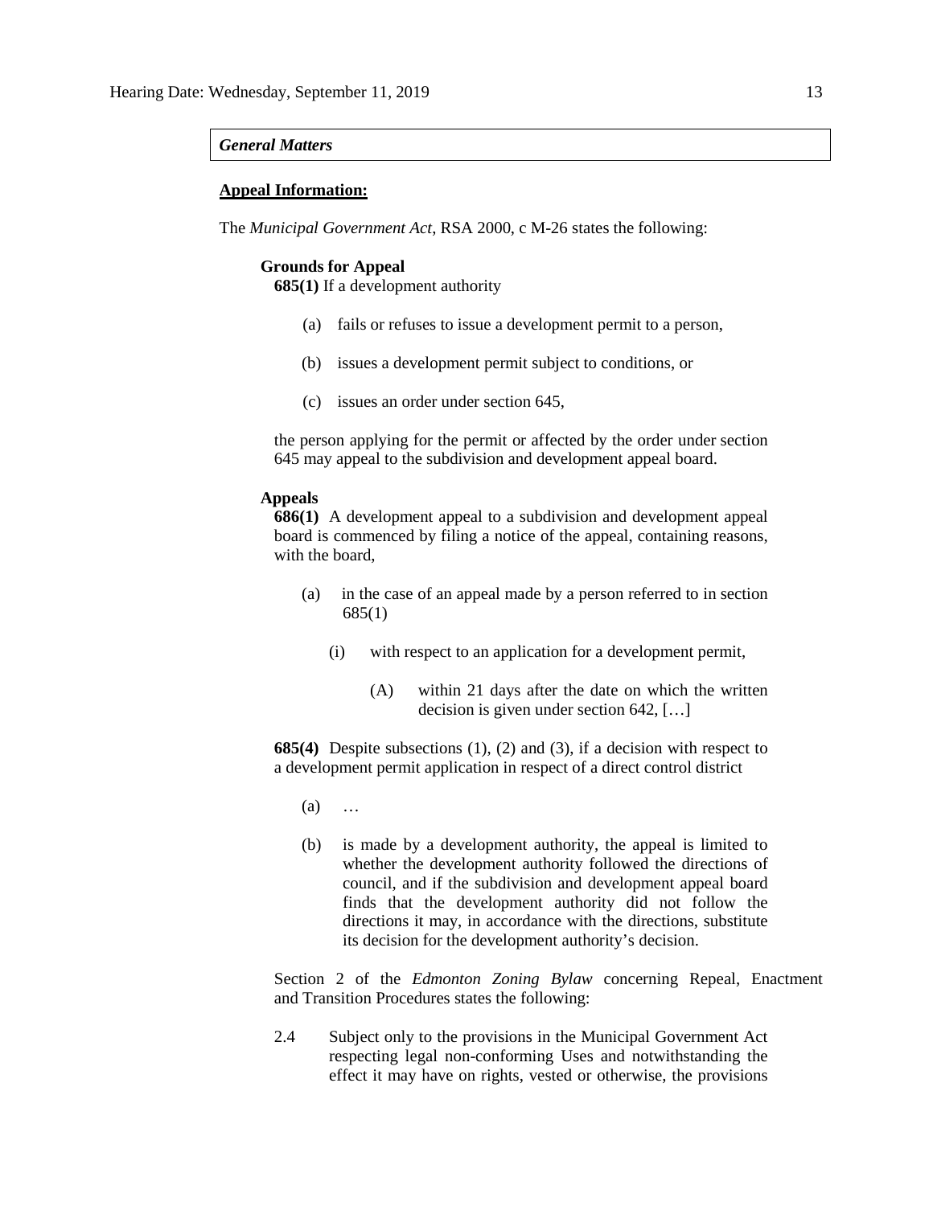*General Matters*

**Appeal Information:**

The *Municipal Government Act*, RSA 2000, c M-26 states the following:

**Grounds for Appeal**

**685(1)** If a development authority

(a) fails or refuses to issue a development permit to a person,

(b) issues a development permit subject to conditions, or

(c) issues an order under section 645,

the person applying for the permit or affected by the order under section 645 may appeal to the subdivision and development appeal board.

**Appeals**

**686(1)** A development appeal to a subdivision and development appeal board is commenced by filing a notice of the appeal, containing reasons, with the board,

(a) in the case of an appeal made by a person referred to in section 685(1)

(i) with respect to an application for a development permit,

(A) within 21 days after the date on which the written decision is given under section 642, […]

**685(4)** Despite subsections (1), (2) and (3), if a decision with respect to a development permit application in respect of a direct control district

(a) …

(b) is made by a development authority, the appeal is limited to whether the development authority followed the directions of council, and if the subdivision and development appeal board finds that the development authority did not follow the directions it may, in accordance with the directions, substitute its decision for the development authority's decision.

Section 2 of the *Edmonton Zoning Bylaw* concerning Repeal, Enactment and Transition Procedures states the following:

2.4 Subject only to the provisions in the Municipal Government Act respecting legal non-conforming Uses and notwithstanding the effect it may have on rights, vested or otherwise, the provisions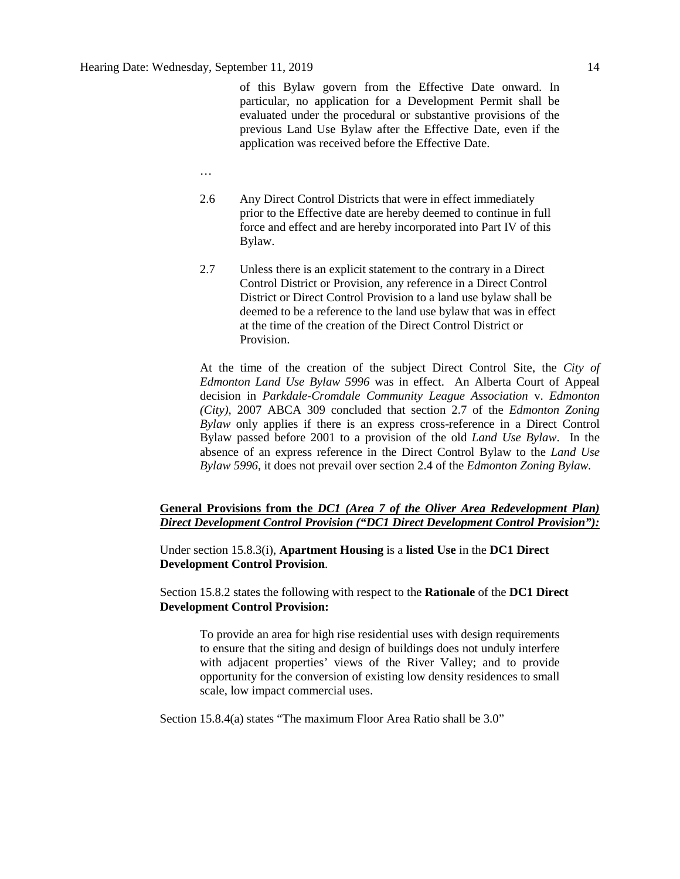> of this Bylaw govern from the Effective Date onward. In particular, no application for a Development Permit shall be evaluated under the procedural or substantive provisions of the previous Land Use Bylaw after the Effective Date, even if the application was received before the Effective Date.

…

> 2.6 Any Direct Control Districts that were in effect immediately prior to the Effective date are hereby deemed to continue in full force and effect and are hereby incorporated into Part IV of this Bylaw.
>
> 2.7 Unless there is an explicit statement to the contrary in a Direct Control District or Provision, any reference in a Direct Control District or Direct Control Provision to a land use bylaw shall be deemed to be a reference to the land use bylaw that was in effect at the time of the creation of the Direct Control District or Provision.

At the time of the creation of the subject Direct Control Site, the *City of Edmonton Land Use Bylaw 5996* was in effect. An Alberta Court of Appeal decision in *Parkdale-Cromdale Community League Association* v. *Edmonton (City)*, 2007 ABCA 309 concluded that section 2.7 of the *Edmonton Zoning Bylaw* only applies if there is an express cross-reference in a Direct Control Bylaw passed before 2001 to a provision of the old *Land Use Bylaw*. In the absence of an express reference in the Direct Control Bylaw to the *Land Use Bylaw 5996*, it does not prevail over section 2.4 of the *Edmonton Zoning Bylaw*.

**General Provisions from the *DC1 (Area 7 of the Oliver Area Redevelopment Plan) Direct Development Control Provision ("DC1 Direct Development Control Provision"):***

Under section 15.8.3(i), **Apartment Housing** is a **listed Use** in the **DC1 Direct Development Control Provision**.

Section 15.8.2 states the following with respect to the **Rationale** of the **DC1 Direct Development Control Provision:**

> To provide an area for high rise residential uses with design requirements to ensure that the siting and design of buildings does not unduly interfere with adjacent properties' views of the River Valley; and to provide opportunity for the conversion of existing low density residences to small scale, low impact commercial uses.

Section 15.8.4(a) states "The maximum Floor Area Ratio shall be 3.0"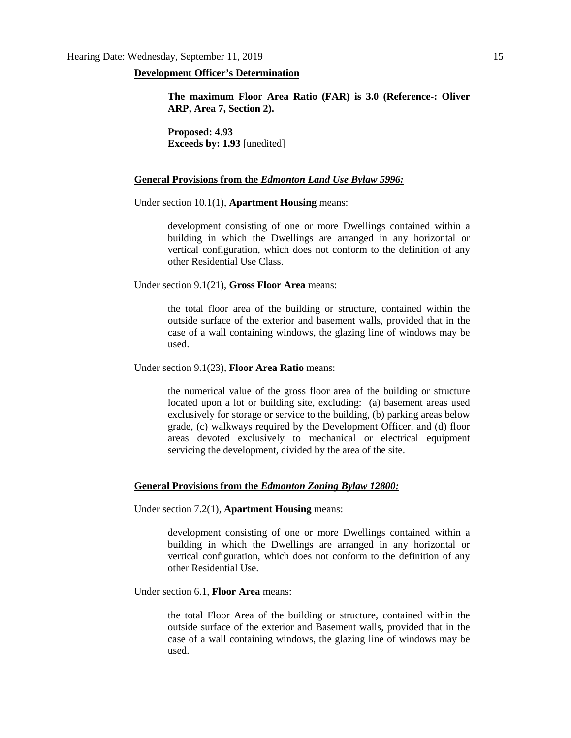**Development Officer's Determination**

> **The maximum Floor Area Ratio (FAR) is 3.0 (Reference-: Oliver ARP, Area 7, Section 2).**
>
> **Proposed: 4.93**
> **Exceeds by: 1.93** [unedited]

**General Provisions from the *Edmonton Land Use Bylaw 5996:***

Under section 10.1(1), **Apartment Housing** means:

> development consisting of one or more Dwellings contained within a building in which the Dwellings are arranged in any horizontal or vertical configuration, which does not conform to the definition of any other Residential Use Class.

Under section 9.1(21), **Gross Floor Area** means:

> the total floor area of the building or structure, contained within the outside surface of the exterior and basement walls, provided that in the case of a wall containing windows, the glazing line of windows may be used.

Under section 9.1(23), **Floor Area Ratio** means:

> the numerical value of the gross floor area of the building or structure located upon a lot or building site, excluding: (a) basement areas used exclusively for storage or service to the building, (b) parking areas below grade, (c) walkways required by the Development Officer, and (d) floor areas devoted exclusively to mechanical or electrical equipment servicing the development, divided by the area of the site.

**General Provisions from the *Edmonton Zoning Bylaw 12800:***

Under section 7.2(1), **Apartment Housing** means:

> development consisting of one or more Dwellings contained within a building in which the Dwellings are arranged in any horizontal or vertical configuration, which does not conform to the definition of any other Residential Use.

Under section 6.1, **Floor Area** means:

> the total Floor Area of the building or structure, contained within the outside surface of the exterior and Basement walls, provided that in the case of a wall containing windows, the glazing line of windows may be used.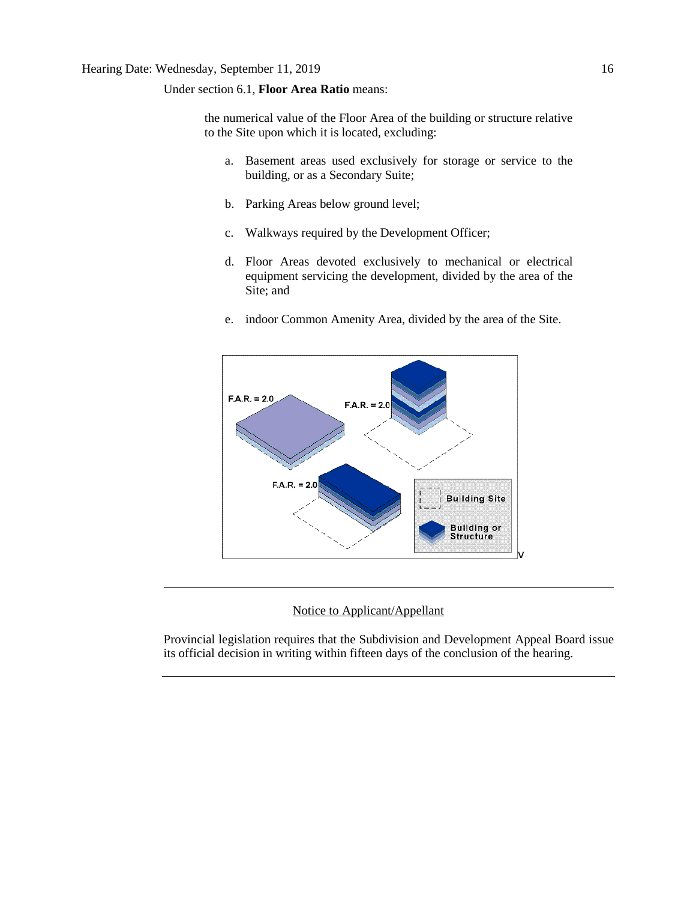Under section 6.1, **Floor Area Ratio** means:

> the numerical value of the Floor Area of the building or structure relative to the Site upon which it is located, excluding:
>
> a. Basement areas used exclusively for storage or service to the building, or as a Secondary Suite;
>
> b. Parking Areas below ground level;
>
> c. Walkways required by the Development Officer;
>
> d. Floor Areas devoted exclusively to mechanical or electrical equipment servicing the development, divided by the area of the Site; and
>
> e. indoor Common Amenity Area, divided by the area of the Site.

---

<u>Notice to Applicant/Appellant</u>

Provincial legislation requires that the Subdivision and Development Appeal Board issue its official decision in writing within fifteen days of the conclusion of the hearing.

---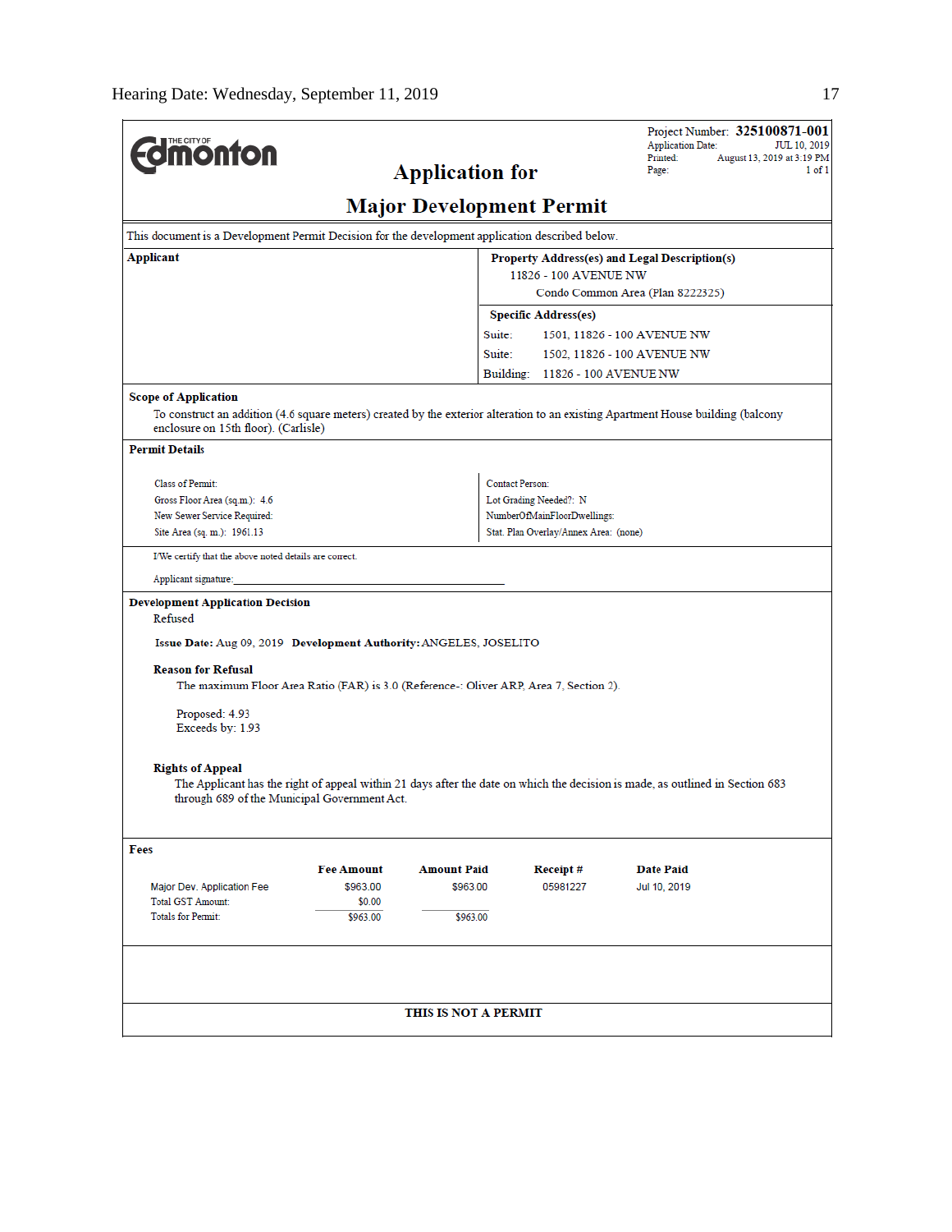Project Number: **325100871-001**
Application Date: JUL 10, 2019
Printed: August 13, 2019 at 3:19 PM
Page: 1 of 1

THE CITY OF Edmonton

# Application for

# Major Development Permit

This document is a Development Permit Decision for the development application described below.

**Applicant**

**Property Address(es) and Legal Description(s)**
11826 - 100 AVENUE NW
Condo Common Area (Plan 8222325)

**Specific Address(es)**

Suite: 1501, 11826 - 100 AVENUE NW
Suite: 1502, 11826 - 100 AVENUE NW
Building: 11826 - 100 AVENUE NW

**Scope of Application**

To construct an addition (4.6 square meters) created by the exterior alteration to an existing Apartment House building (balcony enclosure on 15th floor). (Carlisle)

**Permit Details**

Class of Permit:
Gross Floor Area (sq.m.): 4.6
New Sewer Service Required:
Site Area (sq. m.): 1961.13

Contact Person:
Lot Grading Needed?: N
NumberOfMainFloorDwellings:
Stat. Plan Overlay/Annex Area: (none)

I/We certify that the above noted details are correct.

Applicant signature:______________________________

**Development Application Decision**

Refused

**Issue Date:** Aug 09, 2019 **Development Authority:** ANGELES, JOSELITO

**Reason for Refusal**

The maximum Floor Area Ratio (FAR) is 3.0 (Reference-: Oliver ARP, Area 7, Section 2).

Proposed: 4.93
Exceeds by: 1.93

**Rights of Appeal**

The Applicant has the right of appeal within 21 days after the date on which the decision is made, as outlined in Section 683 through 689 of the Municipal Government Act.

**Fees**

| | Fee Amount | Amount Paid | Receipt # | Date Paid |
|---|---|---|---|---|
| Major Dev. Application Fee | $963.00 | $963.00 | 05981227 | Jul 10, 2019 |
| Total GST Amount: | $0.00 | | | |
| Totals for Permit: | $963.00 | $963.00 | | |

**THIS IS NOT A PERMIT**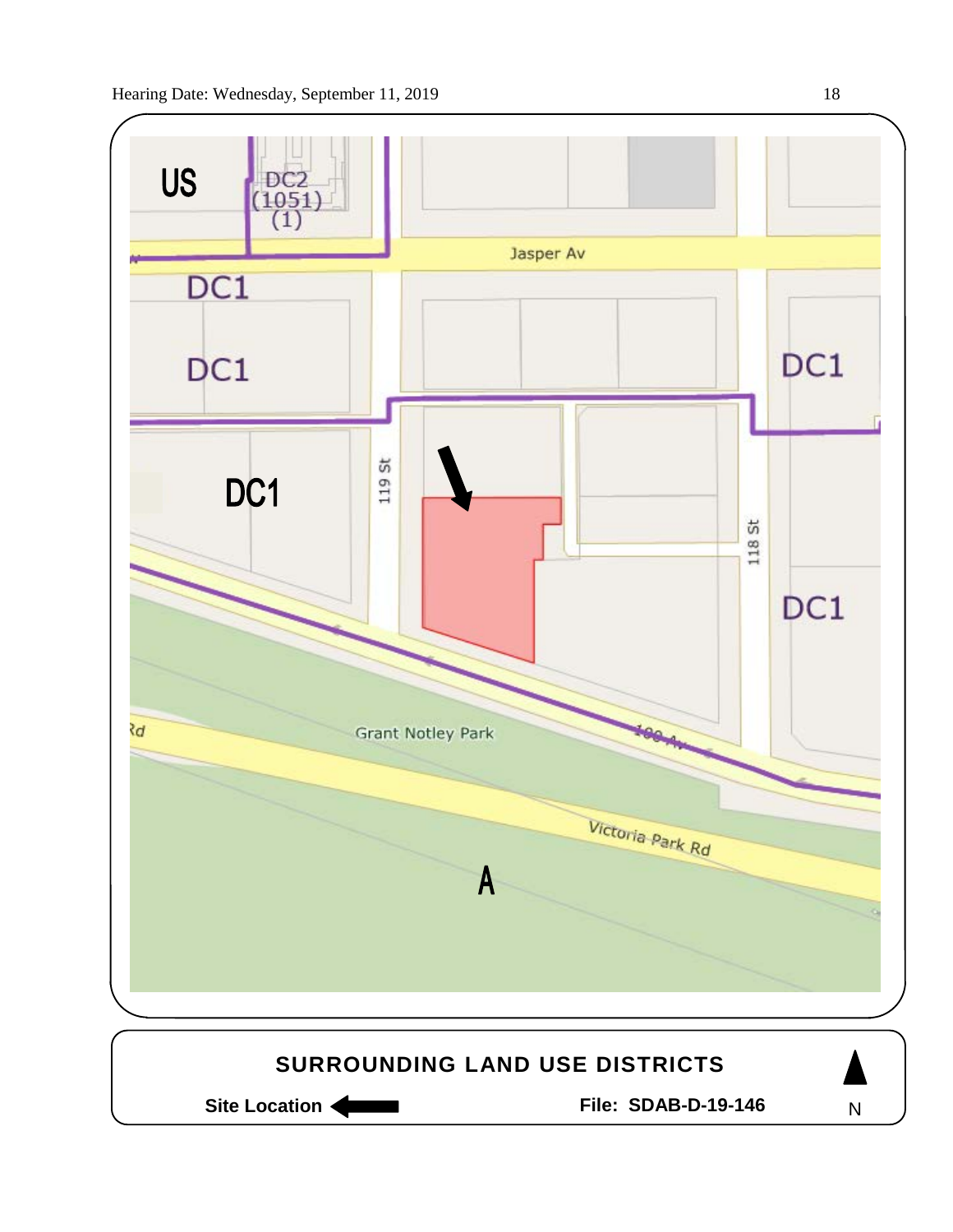US

DC2 (1051) (1)

Jasper Av

DC1

DC1

DC1

DC1

DC1

119 St

118 St

Grant Notley Park

100 Av

Victoria Park Rd

A

**SURROUNDING LAND USE DISTRICTS**

**Site Location** ←

**File: SDAB-D-19-146**

N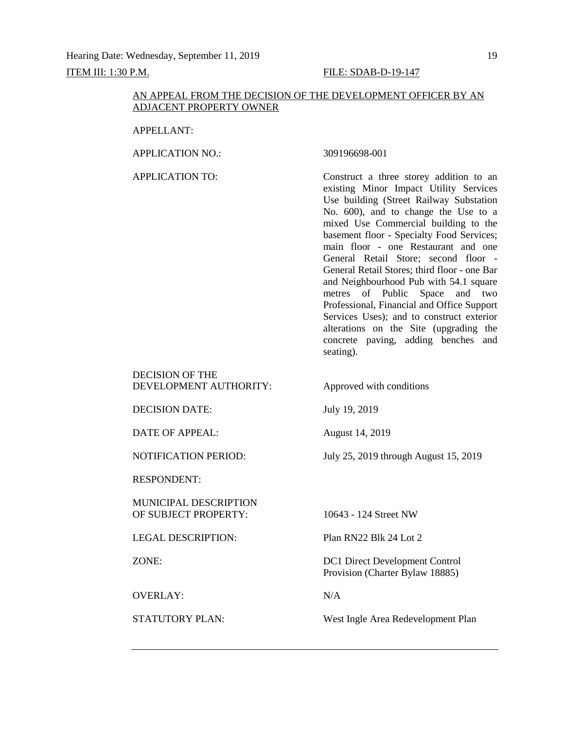Hearing Date: Wednesday, September 11, 2019

ITEM III: 1:30 P.M. FILE: SDAB-D-19-147

AN APPEAL FROM THE DECISION OF THE DEVELOPMENT OFFICER BY AN ADJACENT PROPERTY OWNER

| | |
|---|---|
| APPELLANT: | |
| APPLICATION NO.: | 309196698-001 |
| APPLICATION TO: | Construct a three storey addition to an existing Minor Impact Utility Services Use building (Street Railway Substation No. 600), and to change the Use to a mixed Use Commercial building to the basement floor - Specialty Food Services; main floor - one Restaurant and one General Retail Store; second floor - General Retail Stores; third floor - one Bar and Neighbourhood Pub with 54.1 square metres of Public Space and two Professional, Financial and Office Support Services Uses); and to construct exterior alterations on the Site (upgrading the concrete paving, adding benches and seating). |
| DECISION OF THE DEVELOPMENT AUTHORITY: | Approved with conditions |
| DECISION DATE: | July 19, 2019 |
| DATE OF APPEAL: | August 14, 2019 |
| NOTIFICATION PERIOD: | July 25, 2019 through August 15, 2019 |
| RESPONDENT: | |
| MUNICIPAL DESCRIPTION OF SUBJECT PROPERTY: | 10643 - 124 Street NW |
| LEGAL DESCRIPTION: | Plan RN22 Blk 24 Lot 2 |
| ZONE: | DC1 Direct Development Control Provision (Charter Bylaw 18885) |
| OVERLAY: | N/A |
| STATUTORY PLAN: | West Ingle Area Redevelopment Plan |

---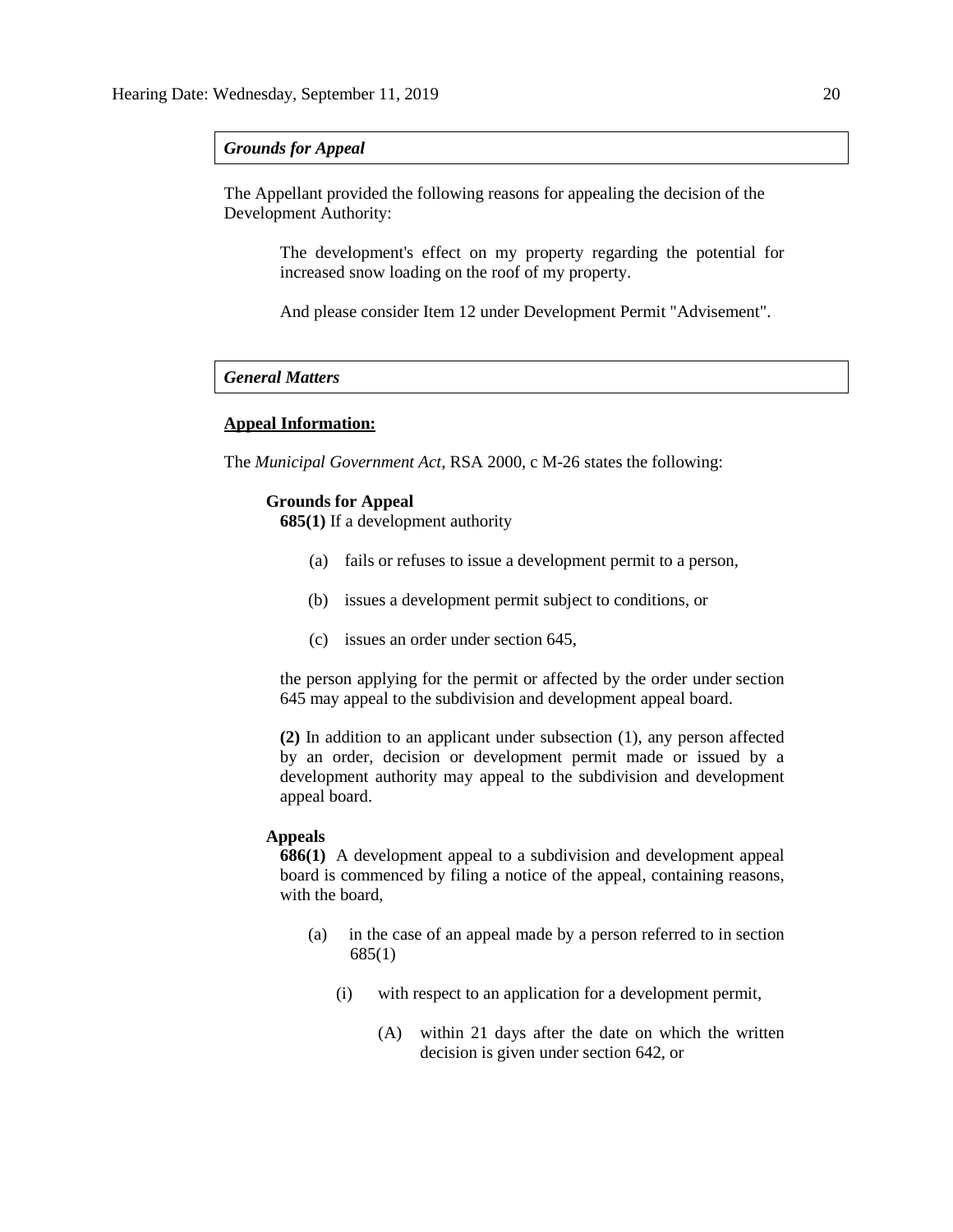### *Grounds for Appeal*

The Appellant provided the following reasons for appealing the decision of the Development Authority:

> The development's effect on my property regarding the potential for increased snow loading on the roof of my property.
>
> And please consider Item 12 under Development Permit "Advisement".

### *General Matters*

**Appeal Information:**

The *Municipal Government Act*, RSA 2000, c M-26 states the following:

**Grounds for Appeal**

**685(1)** If a development authority

> (a) fails or refuses to issue a development permit to a person,
>
> (b) issues a development permit subject to conditions, or
>
> (c) issues an order under section 645,

the person applying for the permit or affected by the order under section 645 may appeal to the subdivision and development appeal board.

**(2)** In addition to an applicant under subsection (1), any person affected by an order, decision or development permit made or issued by a development authority may appeal to the subdivision and development appeal board.

**Appeals**

**686(1)** A development appeal to a subdivision and development appeal board is commenced by filing a notice of the appeal, containing reasons, with the board,

> (a) in the case of an appeal made by a person referred to in section 685(1)
>
> > (i) with respect to an application for a development permit,
> >
> > > (A) within 21 days after the date on which the written decision is given under section 642, or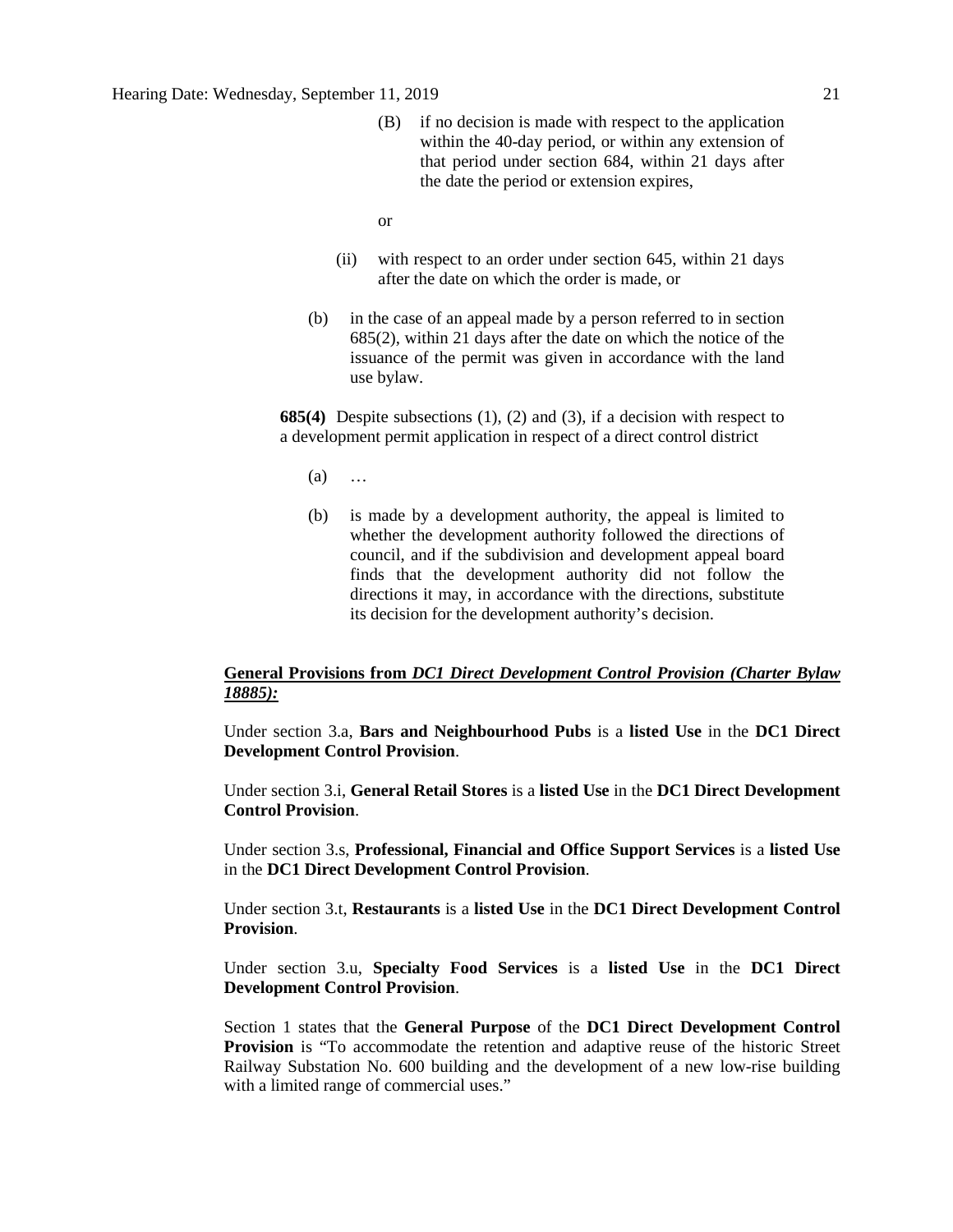(B) if no decision is made with respect to the application within the 40-day period, or within any extension of that period under section 684, within 21 days after the date the period or extension expires,

or

(ii) with respect to an order under section 645, within 21 days after the date on which the order is made, or

(b) in the case of an appeal made by a person referred to in section 685(2), within 21 days after the date on which the notice of the issuance of the permit was given in accordance with the land use bylaw.

**685(4)** Despite subsections (1), (2) and (3), if a decision with respect to a development permit application in respect of a direct control district

(a) …

(b) is made by a development authority, the appeal is limited to whether the development authority followed the directions of council, and if the subdivision and development appeal board finds that the development authority did not follow the directions it may, in accordance with the directions, substitute its decision for the development authority's decision.

**General Provisions from *DC1 Direct Development Control Provision (Charter Bylaw 18885):***

Under section 3.a, **Bars and Neighbourhood Pubs** is a **listed Use** in the **DC1 Direct Development Control Provision**.

Under section 3.i, **General Retail Stores** is a **listed Use** in the **DC1 Direct Development Control Provision**.

Under section 3.s, **Professional, Financial and Office Support Services** is a **listed Use** in the **DC1 Direct Development Control Provision**.

Under section 3.t, **Restaurants** is a **listed Use** in the **DC1 Direct Development Control Provision**.

Under section 3.u, **Specialty Food Services** is a **listed Use** in the **DC1 Direct Development Control Provision**.

Section 1 states that the **General Purpose** of the **DC1 Direct Development Control Provision** is "To accommodate the retention and adaptive reuse of the historic Street Railway Substation No. 600 building and the development of a new low-rise building with a limited range of commercial uses."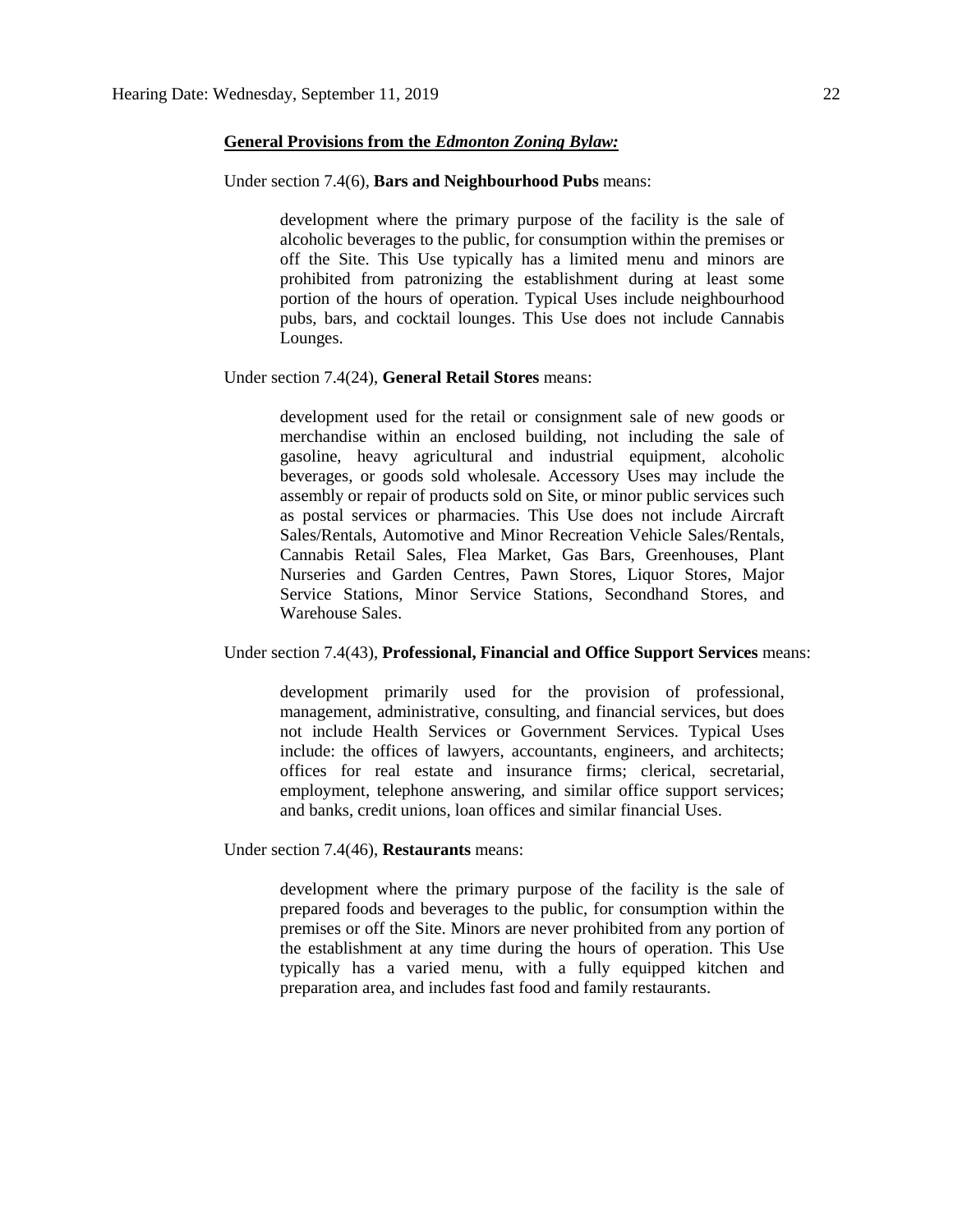**<u>General Provisions from the *Edmonton Zoning Bylaw:*</u>**

Under section 7.4(6), **Bars and Neighbourhood Pubs** means:

> development where the primary purpose of the facility is the sale of alcoholic beverages to the public, for consumption within the premises or off the Site. This Use typically has a limited menu and minors are prohibited from patronizing the establishment during at least some portion of the hours of operation. Typical Uses include neighbourhood pubs, bars, and cocktail lounges. This Use does not include Cannabis Lounges.

Under section 7.4(24), **General Retail Stores** means:

> development used for the retail or consignment sale of new goods or merchandise within an enclosed building, not including the sale of gasoline, heavy agricultural and industrial equipment, alcoholic beverages, or goods sold wholesale. Accessory Uses may include the assembly or repair of products sold on Site, or minor public services such as postal services or pharmacies. This Use does not include Aircraft Sales/Rentals, Automotive and Minor Recreation Vehicle Sales/Rentals, Cannabis Retail Sales, Flea Market, Gas Bars, Greenhouses, Plant Nurseries and Garden Centres, Pawn Stores, Liquor Stores, Major Service Stations, Minor Service Stations, Secondhand Stores, and Warehouse Sales.

Under section 7.4(43), **Professional, Financial and Office Support Services** means:

> development primarily used for the provision of professional, management, administrative, consulting, and financial services, but does not include Health Services or Government Services. Typical Uses include: the offices of lawyers, accountants, engineers, and architects; offices for real estate and insurance firms; clerical, secretarial, employment, telephone answering, and similar office support services; and banks, credit unions, loan offices and similar financial Uses.

Under section 7.4(46), **Restaurants** means:

> development where the primary purpose of the facility is the sale of prepared foods and beverages to the public, for consumption within the premises or off the Site. Minors are never prohibited from any portion of the establishment at any time during the hours of operation. This Use typically has a varied menu, with a fully equipped kitchen and preparation area, and includes fast food and family restaurants.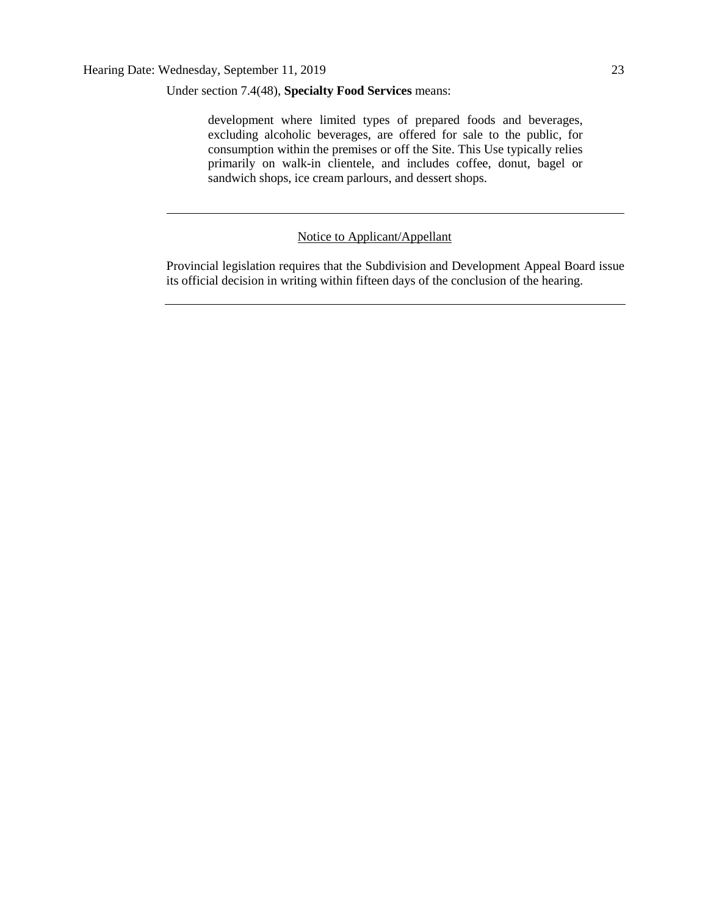Under section 7.4(48), **Specialty Food Services** means:

> development where limited types of prepared foods and beverages, excluding alcoholic beverages, are offered for sale to the public, for consumption within the premises or off the Site. This Use typically relies primarily on walk-in clientele, and includes coffee, donut, bagel or sandwich shops, ice cream parlours, and dessert shops.

---

Notice to Applicant/Appellant

Provincial legislation requires that the Subdivision and Development Appeal Board issue its official decision in writing within fifteen days of the conclusion of the hearing.

---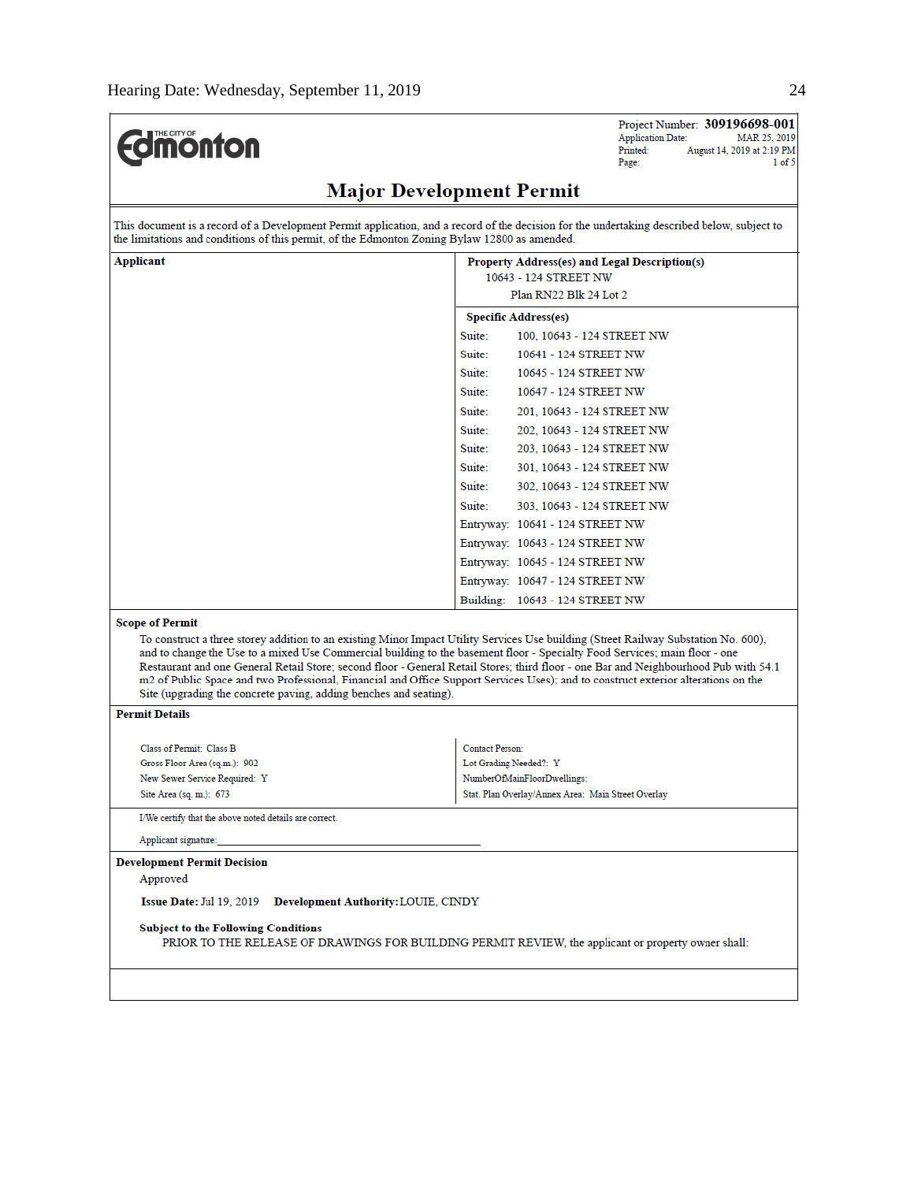Hearing Date: Wednesday, September 11, 2019

THE CITY OF Edmonton

Project Number: **309196698-001**
Application Date: MAR 25, 2019
Printed: August 14, 2019 at 2:19 PM

# Major Development Permit

This document is a record of a Development Permit application, and a record of the decision for the undertaking described below, subject to the limitations and conditions of this permit, of the Edmonton Zoning Bylaw 12800 as amended.

**Applicant**

**Property Address(es) and Legal Description(s)**
10643 - 124 STREET NW
Plan RN22 Blk 24 Lot 2

**Specific Address(es)**

| | |
|---|---|
| Suite: | 100, 10643 - 124 STREET NW |
| Suite: | 10641 - 124 STREET NW |
| Suite: | 10645 - 124 STREET NW |
| Suite: | 10647 - 124 STREET NW |
| Suite: | 201, 10643 - 124 STREET NW |
| Suite: | 202, 10643 - 124 STREET NW |
| Suite: | 203, 10643 - 124 STREET NW |
| Suite: | 301, 10643 - 124 STREET NW |
| Suite: | 302, 10643 - 124 STREET NW |
| Suite: | 303, 10643 - 124 STREET NW |
| Entryway: | 10641 - 124 STREET NW |
| Entryway: | 10643 - 124 STREET NW |
| Entryway: | 10645 - 124 STREET NW |
| Entryway: | 10647 - 124 STREET NW |
| Building: | 10643 - 124 STREET NW |

**Scope of Permit**

To construct a three storey addition to an existing Minor Impact Utility Services Use building (Street Railway Substation No. 600), and to change the Use to a mixed Use Commercial building to the basement floor - Specialty Food Services; main floor - one Restaurant and one General Retail Store; second floor - General Retail Stores; third floor - one Bar and Neighbourhood Pub with 54.1 m2 of Public Space and two Professional, Financial and Office Support Services Uses); and to construct exterior alterations on the Site (upgrading the concrete paving, adding benches and seating).

**Permit Details**

Class of Permit: Class B
Gross Floor Area (sq.m.): 902
New Sewer Service Required: Y
Site Area (sq. m.): 673

Contact Person:
Lot Grading Needed?: Y
NumberOfMainFloorDwellings:
Stat. Plan Overlay/Annex Area: Main Street Overlay

I/We certify that the above noted details are correct.

Applicant signature:______________________________

**Development Permit Decision**

Approved

**Issue Date:** Jul 19, 2019 **Development Authority:** LOUIE, CINDY

**Subject to the Following Conditions**

PRIOR TO THE RELEASE OF DRAWINGS FOR BUILDING PERMIT REVIEW, the applicant or property owner shall: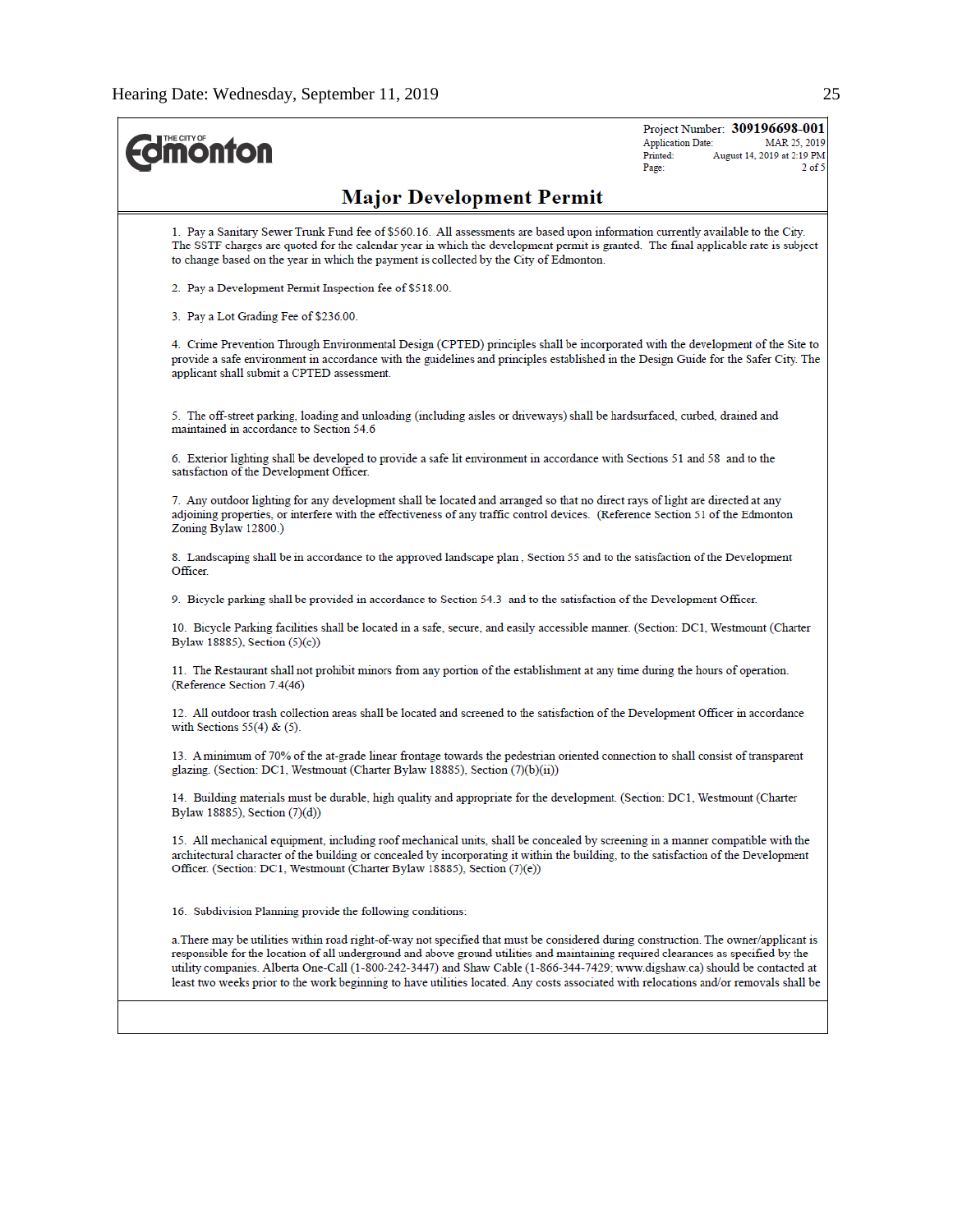Project Number: **309196698-001**
Application Date: MAR 25, 2019
Printed: August 14, 2019 at 2:19 PM

## Major Development Permit

1. Pay a Sanitary Sewer Trunk Fund fee of $560.16. All assessments are based upon information currently available to the City. The SSTF charges are quoted for the calendar year in which the development permit is granted. The final applicable rate is subject to change based on the year in which the payment is collected by the City of Edmonton.

2. Pay a Development Permit Inspection fee of $518.00.

3. Pay a Lot Grading Fee of $236.00.

4. Crime Prevention Through Environmental Design (CPTED) principles shall be incorporated with the development of the Site to provide a safe environment in accordance with the guidelines and principles established in the Design Guide for the Safer City. The applicant shall submit a CPTED assessment.

5. The off-street parking, loading and unloading (including aisles or driveways) shall be hardsurfaced, curbed, drained and maintained in accordance to Section 54.6

6. Exterior lighting shall be developed to provide a safe lit environment in accordance with Sections 51 and 58 and to the satisfaction of the Development Officer.

7. Any outdoor lighting for any development shall be located and arranged so that no direct rays of light are directed at any adjoining properties, or interfere with the effectiveness of any traffic control devices. (Reference Section 51 of the Edmonton Zoning Bylaw 12800.)

8. Landscaping shall be in accordance to the approved landscape plan , Section 55 and to the satisfaction of the Development Officer.

9. Bicycle parking shall be provided in accordance to Section 54.3 and to the satisfaction of the Development Officer.

10. Bicycle Parking facilities shall be located in a safe, secure, and easily accessible manner. (Section: DC1, Westmount (Charter Bylaw 18885), Section (5)(c))

11. The Restaurant shall not prohibit minors from any portion of the establishment at any time during the hours of operation. (Reference Section 7.4(46)

12. All outdoor trash collection areas shall be located and screened to the satisfaction of the Development Officer in accordance with Sections 55(4) & (5).

13. A minimum of 70% of the at-grade linear frontage towards the pedestrian oriented connection to shall consist of transparent glazing. (Section: DC1, Westmount (Charter Bylaw 18885), Section (7)(b)(ii))

14. Building materials must be durable, high quality and appropriate for the development. (Section: DC1, Westmount (Charter Bylaw 18885), Section (7)(d))

15. All mechanical equipment, including roof mechanical units, shall be concealed by screening in a manner compatible with the architectural character of the building or concealed by incorporating it within the building, to the satisfaction of the Development Officer. (Section: DC1, Westmount (Charter Bylaw 18885), Section (7)(e))

16. Subdivision Planning provide the following conditions:

a.There may be utilities within road right-of-way not specified that must be considered during construction. The owner/applicant is responsible for the location of all underground and above ground utilities and maintaining required clearances as specified by the utility companies. Alberta One-Call (1-800-242-3447) and Shaw Cable (1-866-344-7429; www.digshaw.ca) should be contacted at least two weeks prior to the work beginning to have utilities located. Any costs associated with relocations and/or removals shall be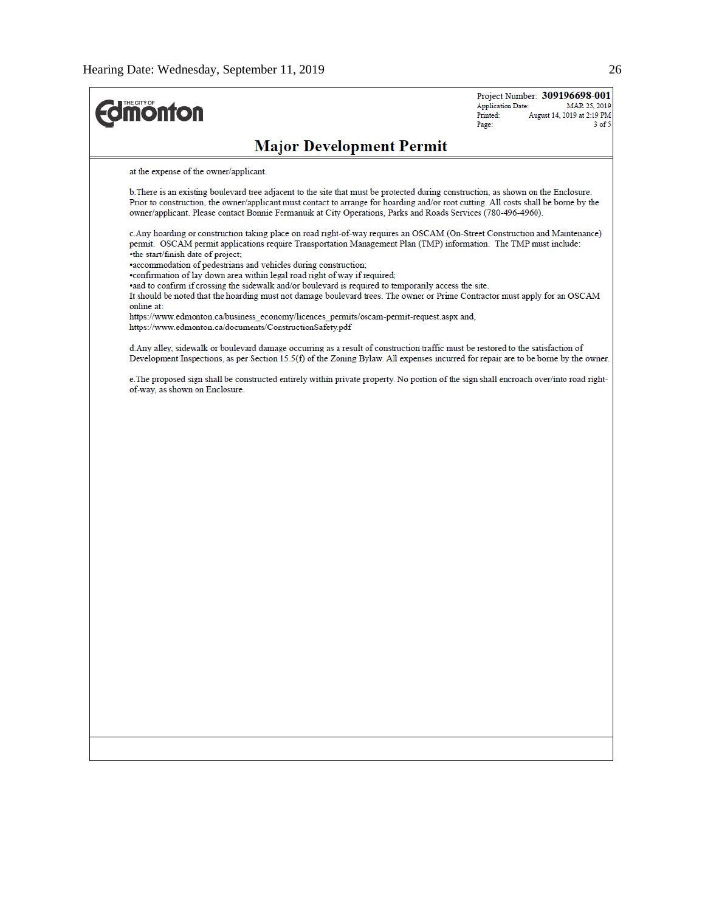Project Number: **309196698-001**
Application Date: MAR 25, 2019
Printed: August 14, 2019 at 2:19 PM
Page: 3 of 5

## Major Development Permit

at the expense of the owner/applicant.

b.There is an existing boulevard tree adjacent to the site that must be protected during construction, as shown on the Enclosure. Prior to construction, the owner/applicant must contact to arrange for hoarding and/or root cutting. All costs shall be borne by the owner/applicant. Please contact Bonnie Fermanuik at City Operations, Parks and Roads Services (780-496-4960).

c.Any hoarding or construction taking place on road right-of-way requires an OSCAM (On-Street Construction and Maintenance) permit. OSCAM permit applications require Transportation Management Plan (TMP) information. The TMP must include:
•the start/finish date of project;
•accommodation of pedestrians and vehicles during construction;
•confirmation of lay down area within legal road right of way if required;
•and to confirm if crossing the sidewalk and/or boulevard is required to temporarily access the site.
It should be noted that the hoarding must not damage boulevard trees. The owner or Prime Contractor must apply for an OSCAM online at:
https://www.edmonton.ca/business_economy/licences_permits/oscam-permit-request.aspx and,
https://www.edmonton.ca/documents/ConstructionSafety.pdf

d.Any alley, sidewalk or boulevard damage occurring as a result of construction traffic must be restored to the satisfaction of Development Inspections, as per Section 15.5(f) of the Zoning Bylaw. All expenses incurred for repair are to be borne by the owner.

e.The proposed sign shall be constructed entirely within private property. No portion of the sign shall encroach over/into road right-of-way, as shown on Enclosure.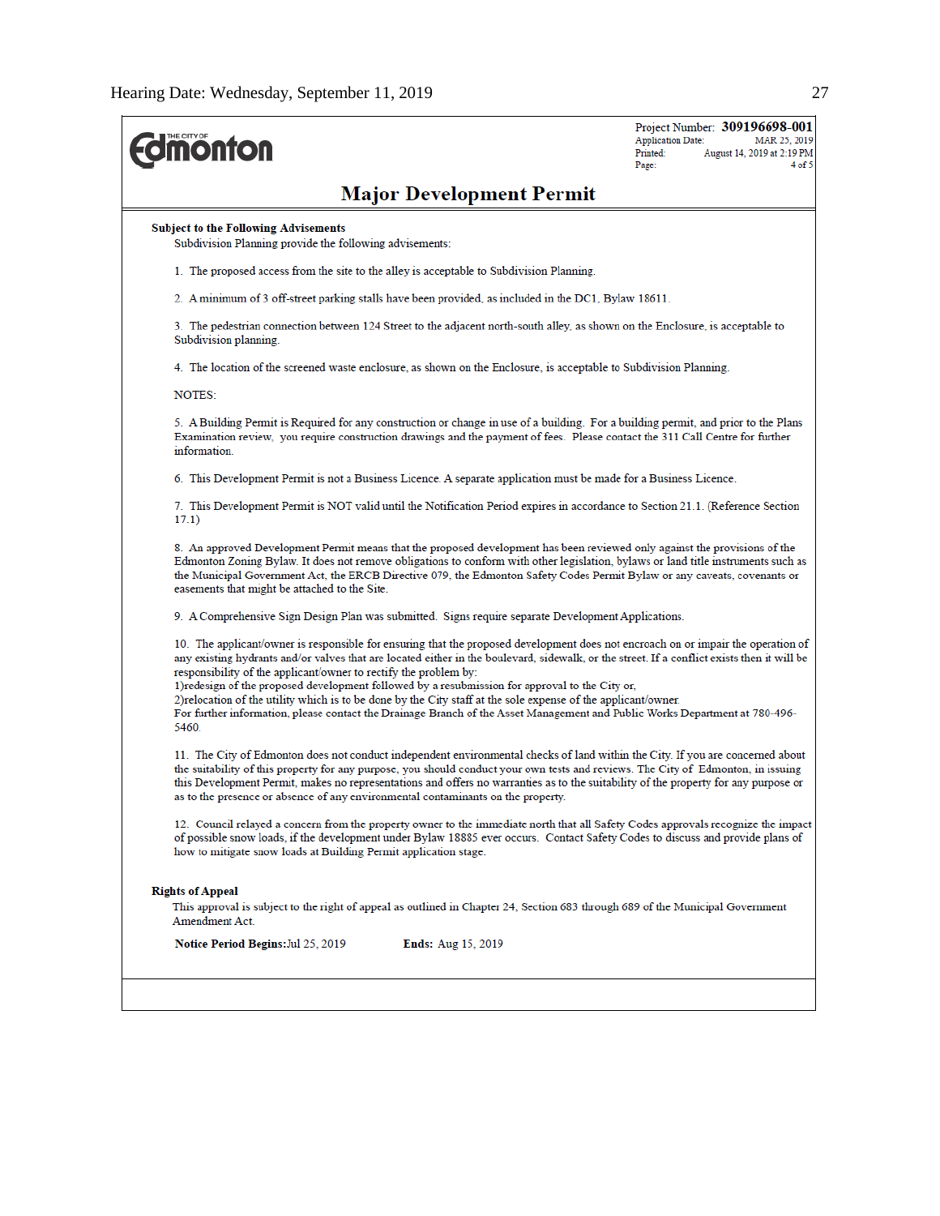Project Number: **309196698-001**
Application Date: MAR 25, 2019
Printed: August 14, 2019 at 2:19 PM

# Major Development Permit

**Subject to the Following Advisements**

Subdivision Planning provide the following advisements:

1. The proposed access from the site to the alley is acceptable to Subdivision Planning.

2. A minimum of 3 off-street parking stalls have been provided, as included in the DC1, Bylaw 18611.

3. The pedestrian connection between 124 Street to the adjacent north-south alley, as shown on the Enclosure, is acceptable to Subdivision planning.

4. The location of the screened waste enclosure, as shown on the Enclosure, is acceptable to Subdivision Planning.

NOTES:

5. A Building Permit is Required for any construction or change in use of a building. For a building permit, and prior to the Plans Examination review, you require construction drawings and the payment of fees. Please contact the 311 Call Centre for further information.

6. This Development Permit is not a Business Licence. A separate application must be made for a Business Licence.

7. This Development Permit is NOT valid until the Notification Period expires in accordance to Section 21.1. (Reference Section 17.1)

8. An approved Development Permit means that the proposed development has been reviewed only against the provisions of the Edmonton Zoning Bylaw. It does not remove obligations to conform with other legislation, bylaws or land title instruments such as the Municipal Government Act, the ERCB Directive 079, the Edmonton Safety Codes Permit Bylaw or any caveats, covenants or easements that might be attached to the Site.

9. A Comprehensive Sign Design Plan was submitted. Signs require separate Development Applications.

10. The applicant/owner is responsible for ensuring that the proposed development does not encroach on or impair the operation of any existing hydrants and/or valves that are located either in the boulevard, sidewalk, or the street. If a conflict exists then it will be responsibility of the applicant/owner to rectify the problem by:
1)redesign of the proposed development followed by a resubmission for approval to the City or,
2)relocation of the utility which is to be done by the City staff at the sole expense of the applicant/owner.
For further information, please contact the Drainage Branch of the Asset Management and Public Works Department at 780-496-5460.

11. The City of Edmonton does not conduct independent environmental checks of land within the City. If you are concerned about the suitability of this property for any purpose, you should conduct your own tests and reviews. The City of Edmonton, in issuing this Development Permit, makes no representations and offers no warranties as to the suitability of the property for any purpose or as to the presence or absence of any environmental contaminants on the property.

12. Council relayed a concern from the property owner to the immediate north that all Safety Codes approvals recognize the impact of possible snow loads, if the development under Bylaw 18885 ever occurs. Contact Safety Codes to discuss and provide plans of how to mitigate snow loads at Building Permit application stage.

**Rights of Appeal**

This approval is subject to the right of appeal as outlined in Chapter 24, Section 683 through 689 of the Municipal Government Amendment Act.

**Notice Period Begins:** Jul 25, 2019 **Ends:** Aug 15, 2019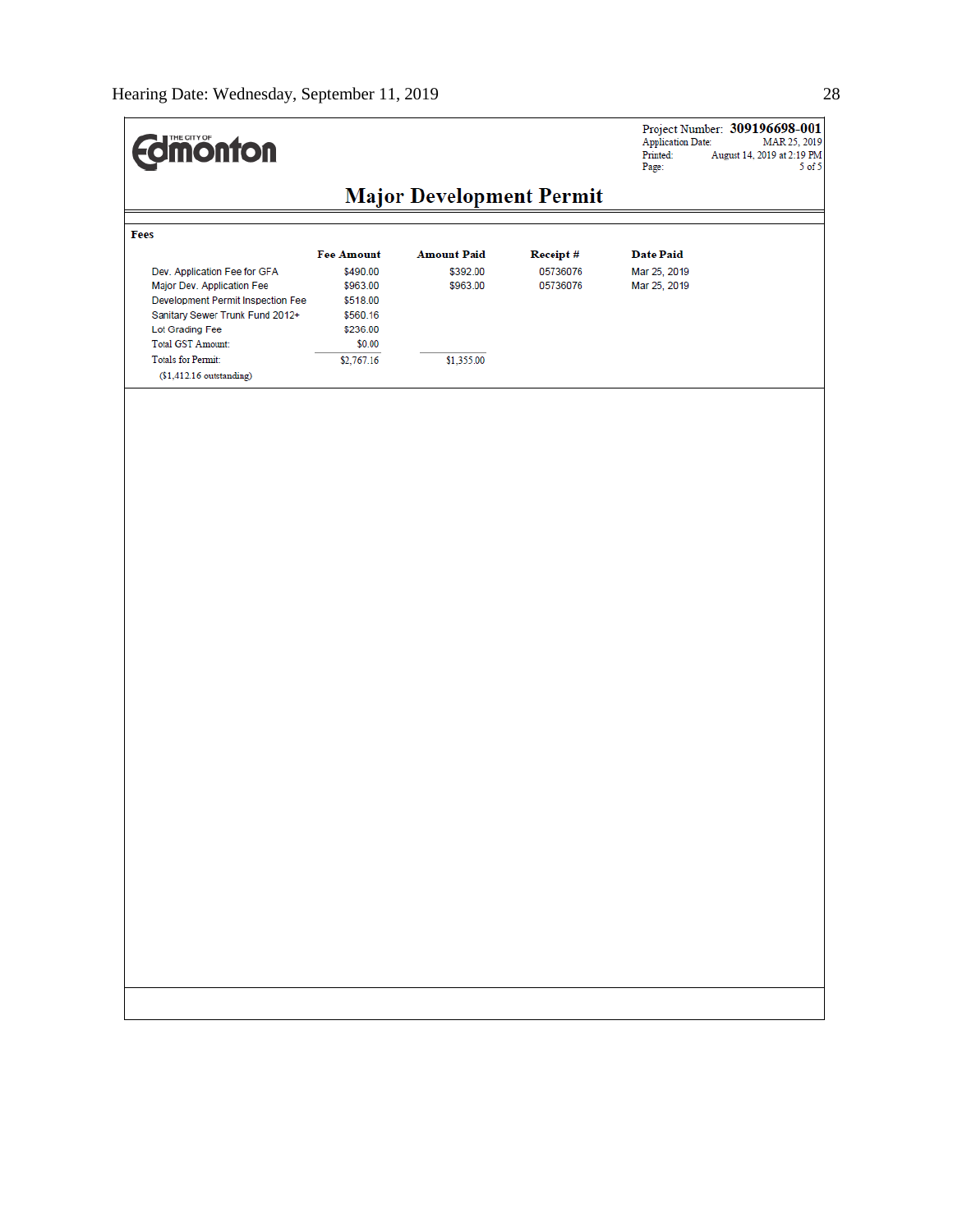THE CITY OF Edmonton

Project Number: **309196698-001**
Application Date: MAR 25, 2019
Printed: August 14, 2019 at 2:19 PM
Page: 5 of 5

# Major Development Permit

**Fees**

| | Fee Amount | Amount Paid | Receipt # | Date Paid |
|---|---|---|---|---|
| Dev. Application Fee for GFA | $490.00 | $392.00 | 05736076 | Mar 25, 2019 |
| Major Dev. Application Fee | $963.00 | $963.00 | 05736076 | Mar 25, 2019 |
| Development Permit Inspection Fee | $518.00 | | | |
| Sanitary Sewer Trunk Fund 2012+ | $560.16 | | | |
| Lot Grading Fee | $236.00 | | | |
| Total GST Amount: | $0.00 | | | |
| Totals for Permit: | $2,767.16 | $1,355.00 | | |
| ($1,412.16 outstanding) | | | | |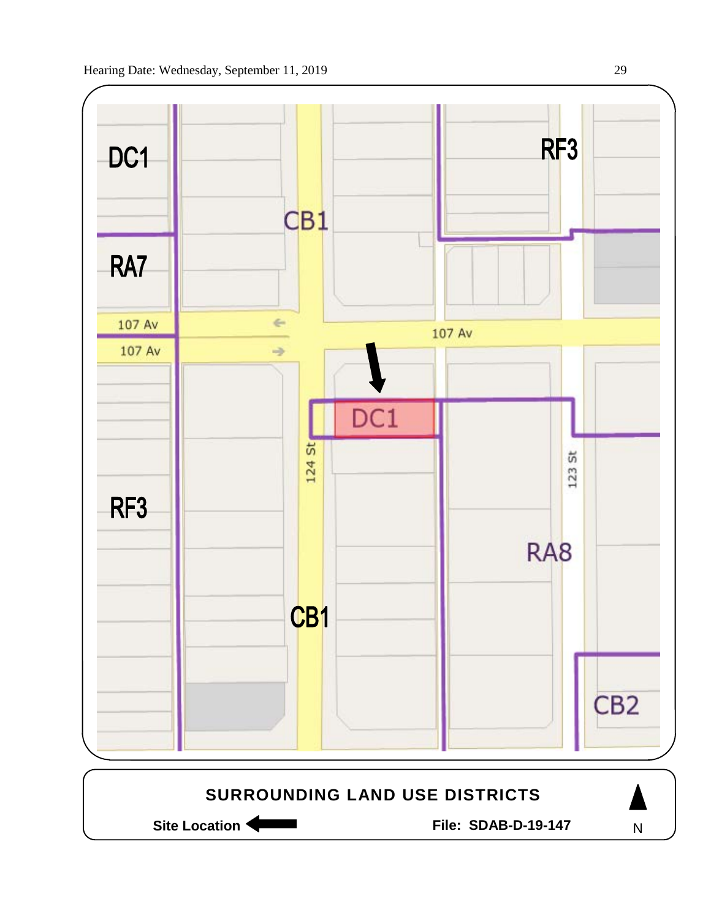DC1

RF3

CB1

RA7

107 Av

107 Av

107 Av

DC1

124 St

123 St

RF3

RA8

CB1

CB2

**SURROUNDING LAND USE DISTRICTS**

**Site Location**

**File: SDAB-D-19-147**

N